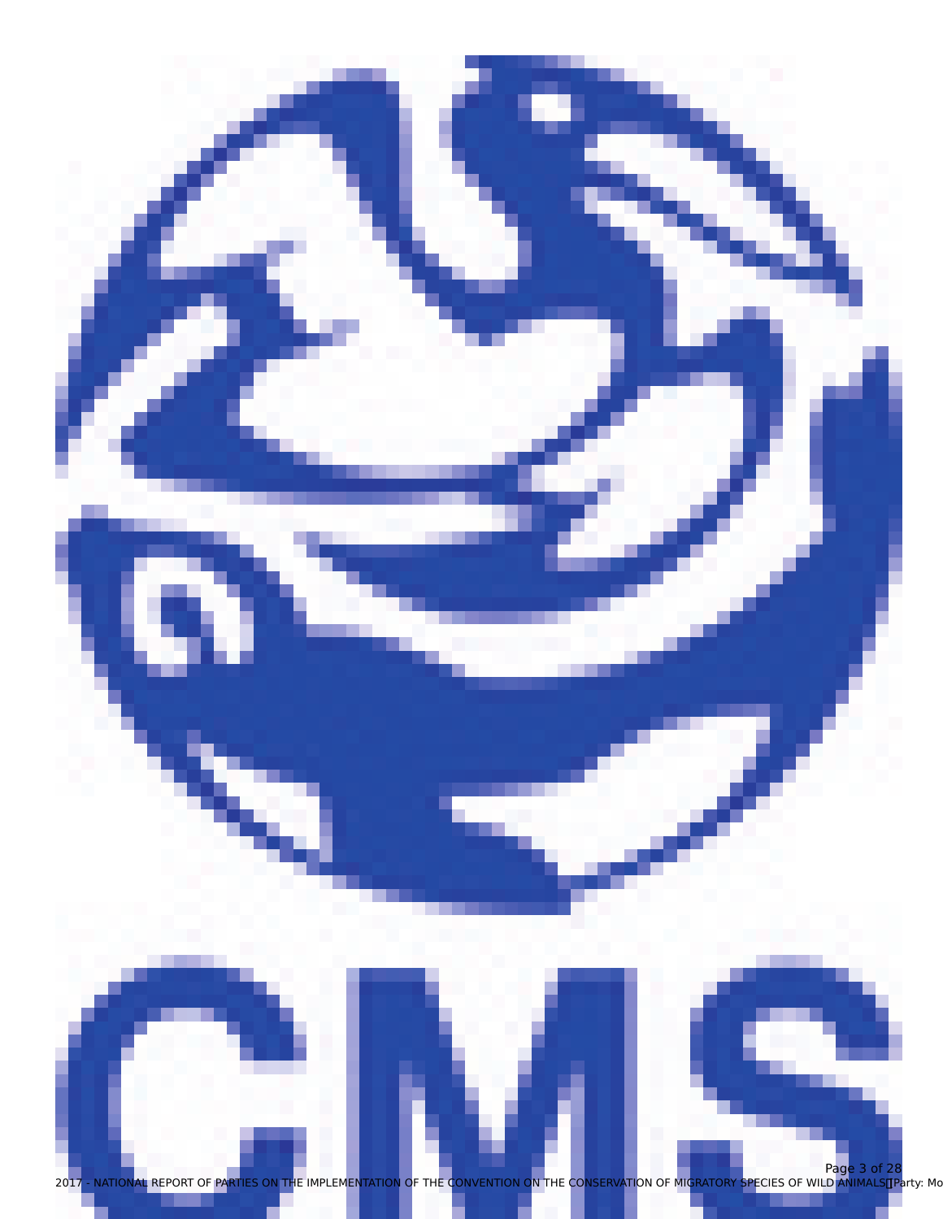CMS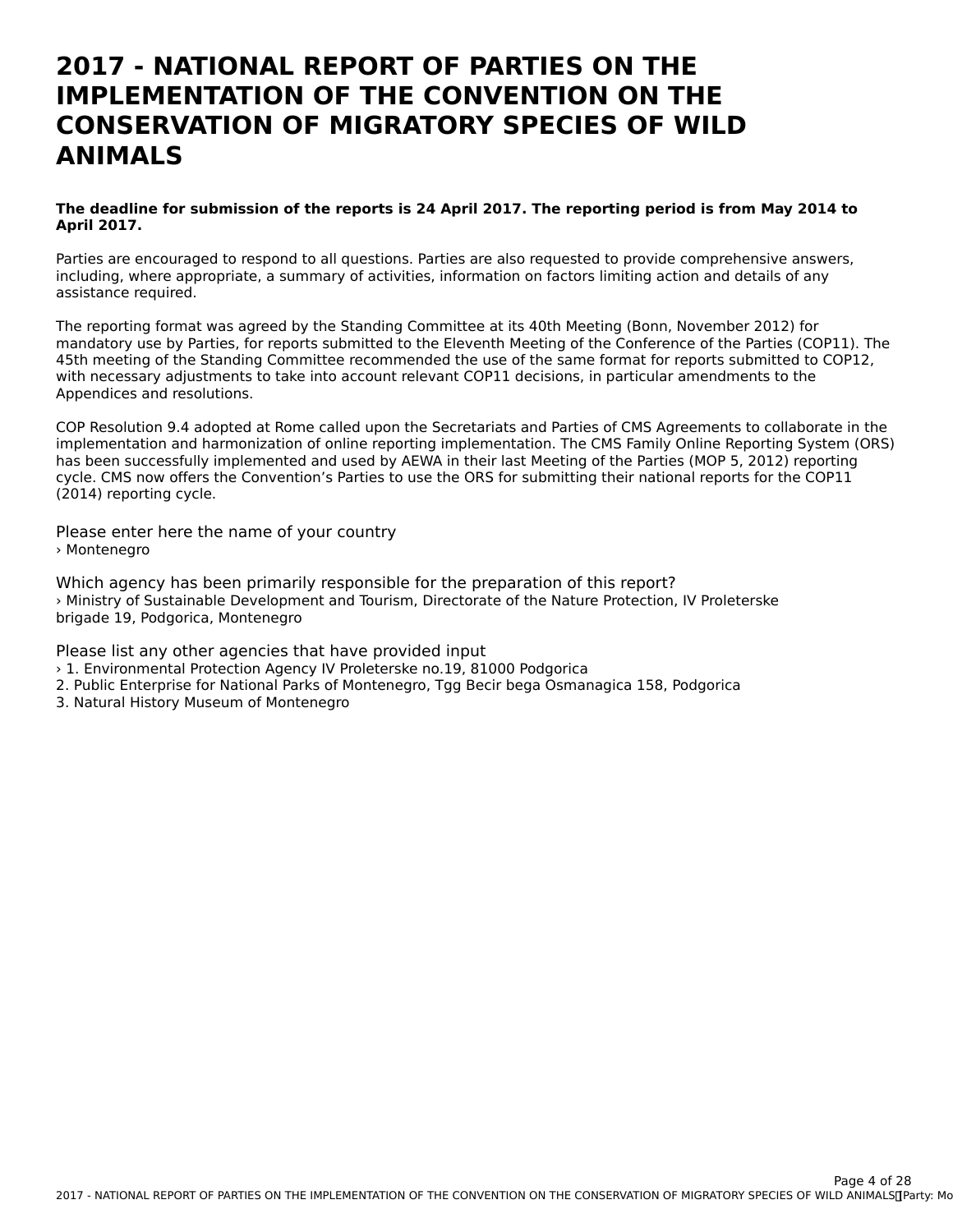# 2017 - NATIONAL REPORT OF PARTIES ON THE IMPLEMENTATION OF THE CONVENTION ON THE CONSERVATION OF MIGRATORY SPECIES OF WILD ANIMALS

**The deadline for submission of the reports is 24 April 2017. The reporting period is from May 2014 to April 2017.**

Parties are encouraged to respond to all questions. Parties are also requested to provide comprehensive answers, including, where appropriate, a summary of activities, information on factors limiting action and details of any assistance required.

The reporting format was agreed by the Standing Committee at its 40th Meeting (Bonn, November 2012) for mandatory use by Parties, for reports submitted to the Eleventh Meeting of the Conference of the Parties (COP11). The 45th meeting of the Standing Committee recommended the use of the same format for reports submitted to COP12, with necessary adjustments to take into account relevant COP11 decisions, in particular amendments to the Appendices and resolutions.

COP Resolution 9.4 adopted at Rome called upon the Secretariats and Parties of CMS Agreements to collaborate in the implementation and harmonization of online reporting implementation. The CMS Family Online Reporting System (ORS) has been successfully implemented and used by AEWA in their last Meeting of the Parties (MOP 5, 2012) reporting cycle. CMS now offers the Convention's Parties to use the ORS for submitting their national reports for the COP11 (2014) reporting cycle.

Please enter here the name of your country
› Montenegro

Which agency has been primarily responsible for the preparation of this report?
› Ministry of Sustainable Development and Tourism, Directorate of the Nature Protection, IV Proleterske brigade 19, Podgorica, Montenegro

Please list any other agencies that have provided input
› 1. Environmental Protection Agency IV Proleterske no.19, 81000 Podgorica
2. Public Enterprise for National Parks of Montenegro, Tgg Becir bega Osmanagica 158, Podgorica
3. Natural History Museum of Montenegro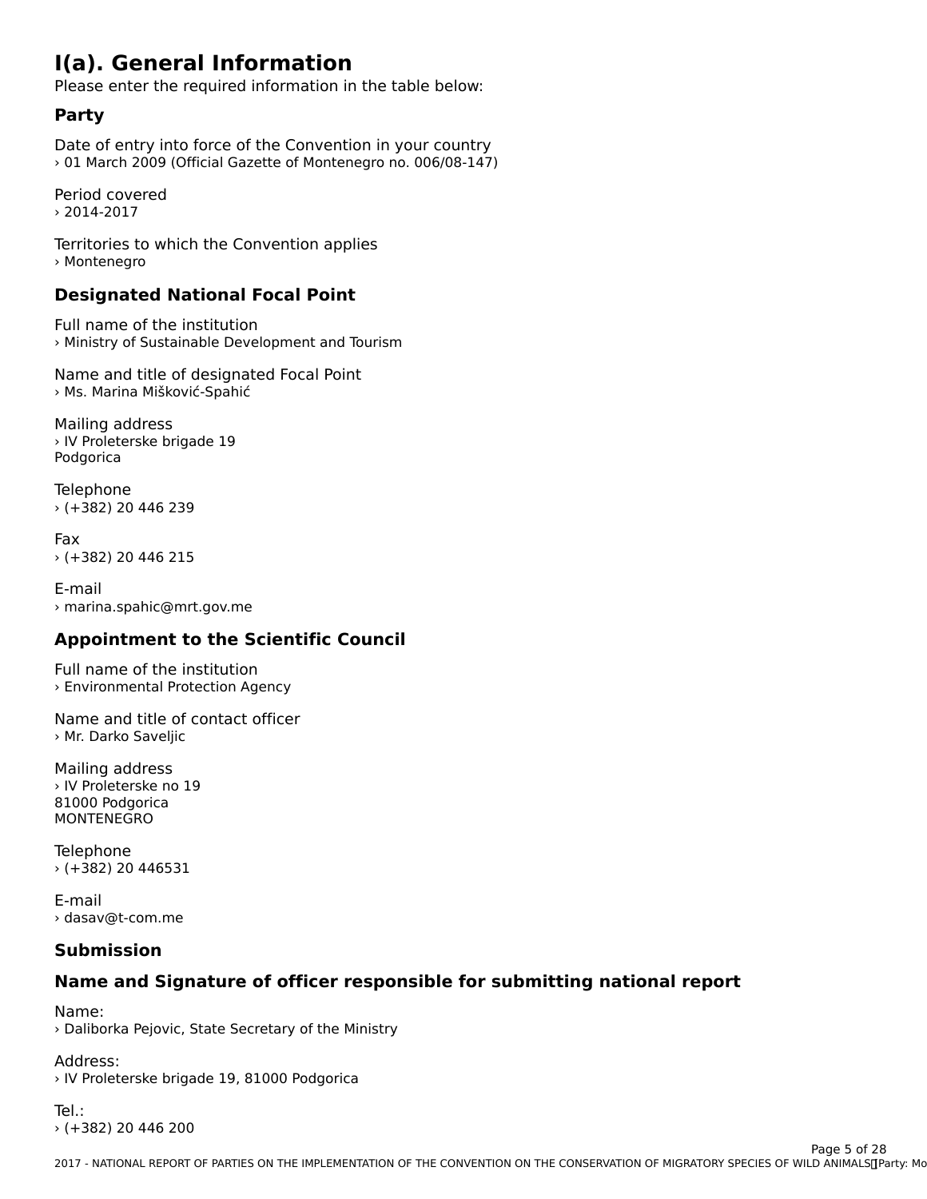# I(a). General Information

Please enter the required information in the table below:

## Party

Date of entry into force of the Convention in your country
› 01 March 2009 (Official Gazette of Montenegro no. 006/08-147)

Period covered
› 2014-2017

Territories to which the Convention applies
› Montenegro

## Designated National Focal Point

Full name of the institution
› Ministry of Sustainable Development and Tourism

Name and title of designated Focal Point
› Ms. Marina Mišković-Spahić

Mailing address
› IV Proleterske brigade 19
Podgorica

Telephone
› (+382) 20 446 239

Fax
› (+382) 20 446 215

E-mail
› marina.spahic@mrt.gov.me

## Appointment to the Scientific Council

Full name of the institution
› Environmental Protection Agency

Name and title of contact officer
› Mr. Darko Saveljic

Mailing address
› IV Proleterske no 19
81000 Podgorica
MONTENEGRO

Telephone
› (+382) 20 446531

E-mail
› dasav@t-com.me

## Submission

## Name and Signature of officer responsible for submitting national report

Name:
› Daliborka Pejovic, State Secretary of the Ministry

Address:
› IV Proleterske brigade 19, 81000 Podgorica

Tel.:
› (+382) 20 446 200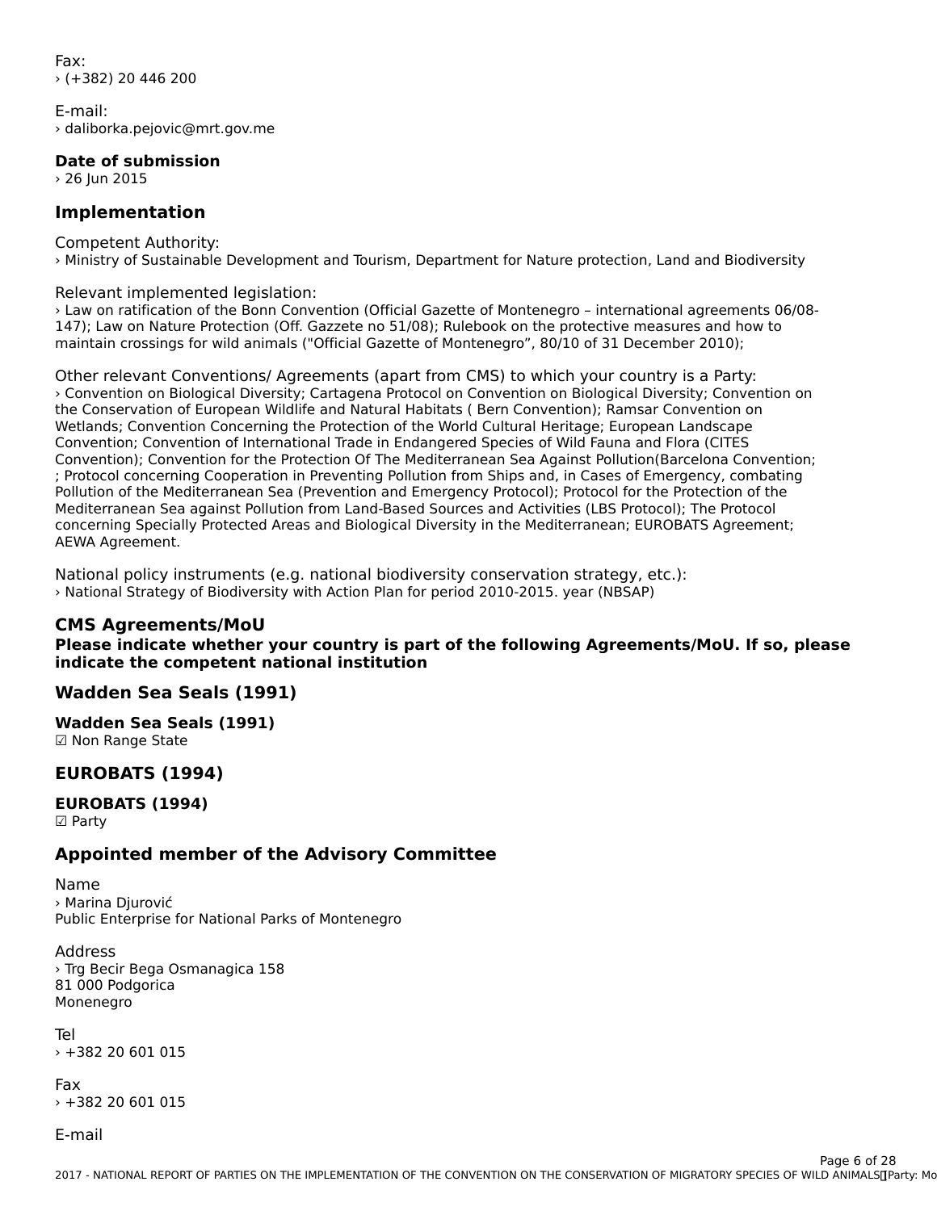Fax:
› (+382) 20 446 200

E-mail:
› daliborka.pejovic@mrt.gov.me

**Date of submission**
› 26 Jun 2015

## Implementation

Competent Authority:
› Ministry of Sustainable Development and Tourism, Department for Nature protection, Land and Biodiversity

Relevant implemented legislation:
› Law on ratification of the Bonn Convention (Official Gazette of Montenegro – international agreements 06/08-147); Law on Nature Protection (Off. Gazzete no 51/08); Rulebook on the protective measures and how to maintain crossings for wild animals ("Official Gazette of Montenegro", 80/10 of 31 December 2010);

Other relevant Conventions/ Agreements (apart from CMS) to which your country is a Party:
› Convention on Biological Diversity; Cartagena Protocol on Convention on Biological Diversity; Convention on the Conservation of European Wildlife and Natural Habitats ( Bern Convention); Ramsar Convention on Wetlands; Convention Concerning the Protection of the World Cultural Heritage; European Landscape Convention; Convention of International Trade in Endangered Species of Wild Fauna and Flora (CITES Convention); Convention for the Protection Of The Mediterranean Sea Against Pollution(Barcelona Convention; ; Protocol concerning Cooperation in Preventing Pollution from Ships and, in Cases of Emergency, combating Pollution of the Mediterranean Sea (Prevention and Emergency Protocol); Protocol for the Protection of the Mediterranean Sea against Pollution from Land-Based Sources and Activities (LBS Protocol); The Protocol concerning Specially Protected Areas and Biological Diversity in the Mediterranean; EUROBATS Agreement; AEWA Agreement.

National policy instruments (e.g. national biodiversity conservation strategy, etc.):
› National Strategy of Biodiversity with Action Plan for period 2010-2015. year (NBSAP)

## CMS Agreements/MoU

**Please indicate whether your country is part of the following Agreements/MoU. If so, please indicate the competent national institution**

### Wadden Sea Seals (1991)

**Wadden Sea Seals (1991)**
☑ Non Range State

### EUROBATS (1994)

**EUROBATS (1994)**
☑ Party

### Appointed member of the Advisory Committee

Name
› Marina Djurović
Public Enterprise for National Parks of Montenegro

Address
› Trg Becir Bega Osmanagica 158
81 000 Podgorica
Monenegro

Tel
› +382 20 601 015

Fax
› +382 20 601 015

E-mail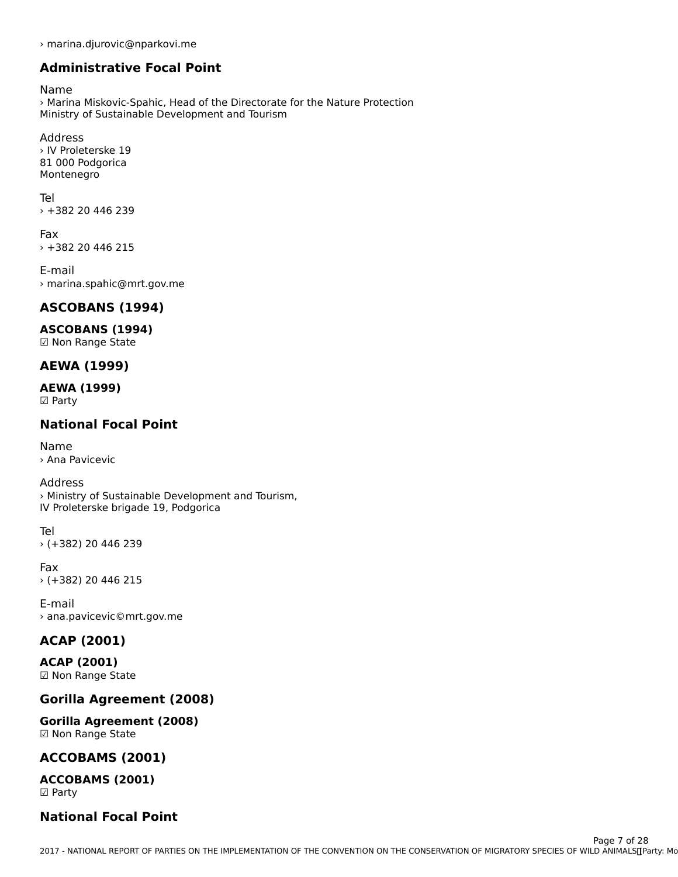› marina.djurovic@nparkovi.me

## Administrative Focal Point

Name
› Marina Miskovic-Spahic, Head of the Directorate for the Nature Protection
Ministry of Sustainable Development and Tourism

Address
› IV Proleterske 19
81 000 Podgorica
Montenegro

Tel
› +382 20 446 239

Fax
› +382 20 446 215

E-mail
› marina.spahic@mrt.gov.me

## ASCOBANS (1994)

**ASCOBANS (1994)**
☑ Non Range State

## AEWA (1999)

**AEWA (1999)**
☑ Party

## National Focal Point

Name
› Ana Pavicevic

Address
› Ministry of Sustainable Development and Tourism,
IV Proleterske brigade 19, Podgorica

Tel
› (+382) 20 446 239

Fax
› (+382) 20 446 215

E-mail
› ana.pavicevic©mrt.gov.me

## ACAP (2001)

**ACAP (2001)**
☑ Non Range State

## Gorilla Agreement (2008)

**Gorilla Agreement (2008)**
☑ Non Range State

## ACCOBAMS (2001)

**ACCOBAMS (2001)**
☑ Party

## National Focal Point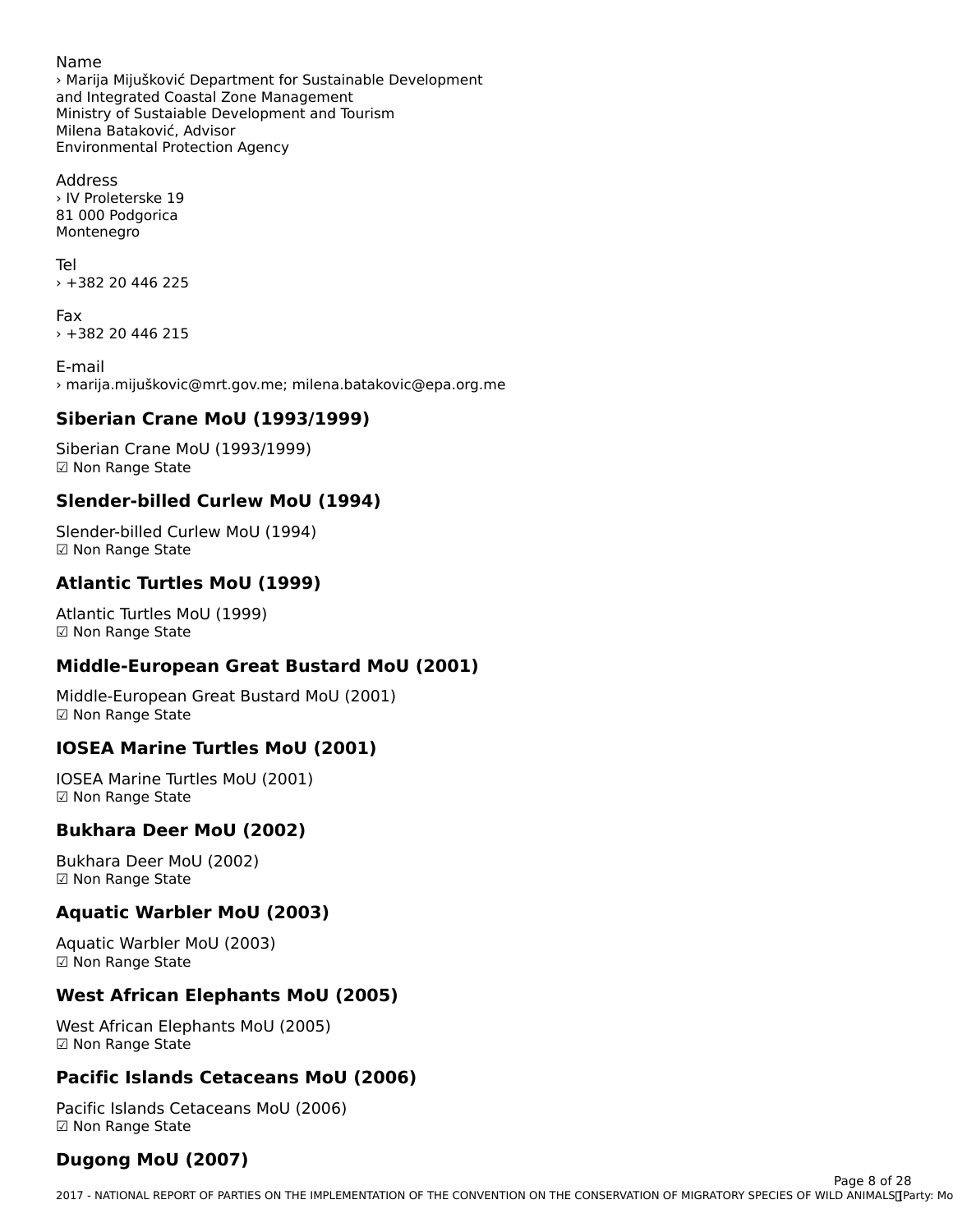Name
› Marija Mijušković Department for Sustainable Development and Integrated Coastal Zone Management
Ministry of Sustaiable Development and Tourism
Milena Bataković, Advisor
Environmental Protection Agency

Address
› IV Proleterske 19
81 000 Podgorica
Montenegro

Tel
› +382 20 446 225

Fax
› +382 20 446 215

E-mail
› marija.mijuškovic@mrt.gov.me; milena.batakovic@epa.org.me

## Siberian Crane MoU (1993/1999)

Siberian Crane MoU (1993/1999)
☑ Non Range State

## Slender-billed Curlew MoU (1994)

Slender-billed Curlew MoU (1994)
☑ Non Range State

## Atlantic Turtles MoU (1999)

Atlantic Turtles MoU (1999)
☑ Non Range State

## Middle-European Great Bustard MoU (2001)

Middle-European Great Bustard MoU (2001)
☑ Non Range State

## IOSEA Marine Turtles MoU (2001)

IOSEA Marine Turtles MoU (2001)
☑ Non Range State

## Bukhara Deer MoU (2002)

Bukhara Deer MoU (2002)
☑ Non Range State

## Aquatic Warbler MoU (2003)

Aquatic Warbler MoU (2003)
☑ Non Range State

## West African Elephants MoU (2005)

West African Elephants MoU (2005)
☑ Non Range State

## Pacific Islands Cetaceans MoU (2006)

Pacific Islands Cetaceans MoU (2006)
☑ Non Range State

## Dugong MoU (2007)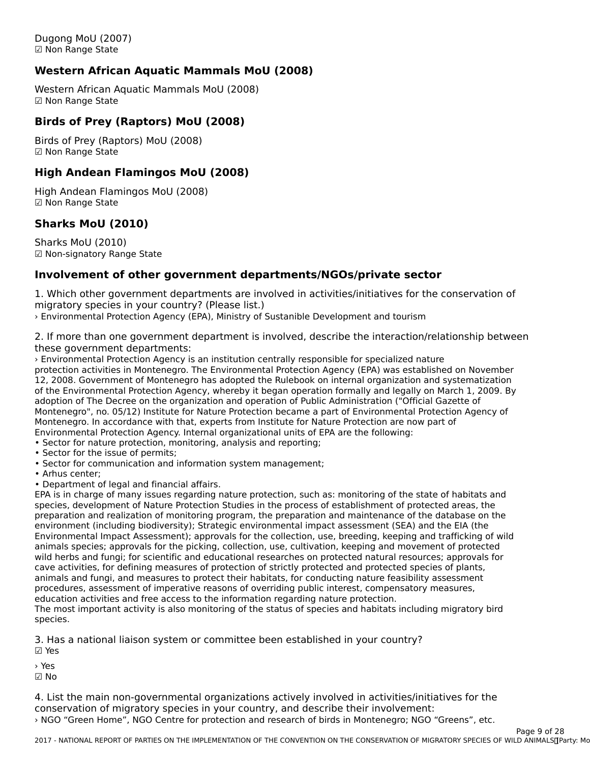Dugong MoU (2007)
☑ Non Range State

### Western African Aquatic Mammals MoU (2008)

Western African Aquatic Mammals MoU (2008)
☑ Non Range State

### Birds of Prey (Raptors) MoU (2008)

Birds of Prey (Raptors) MoU (2008)
☑ Non Range State

### High Andean Flamingos MoU (2008)

High Andean Flamingos MoU (2008)
☑ Non Range State

### Sharks MoU (2010)

Sharks MoU (2010)
☑ Non-signatory Range State

### Involvement of other government departments/NGOs/private sector

1. Which other government departments are involved in activities/initiatives for the conservation of migratory species in your country? (Please list.)
› Environmental Protection Agency (EPA), Ministry of Sustanible Development and tourism

2. If more than one government department is involved, describe the interaction/relationship between these government departments:
› Environmental Protection Agency is an institution centrally responsible for specialized nature protection activities in Montenegro. The Environmental Protection Agency (EPA) was established on November 12, 2008. Government of Montenegro has adopted the Rulebook on internal organization and systematization of the Environmental Protection Agency, whereby it began operation formally and legally on March 1, 2009. By adoption of The Decree on the organization and operation of Public Administration ("Official Gazette of Montenegro", no. 05/12) Institute for Nature Protection became a part of Environmental Protection Agency of Montenegro. In accordance with that, experts from Institute for Nature Protection are now part of Environmental Protection Agency. Internal organizational units of EPA are the following:
• Sector for nature protection, monitoring, analysis and reporting;
• Sector for the issue of permits;
• Sector for communication and information system management;
• Arhus center;
• Department of legal and financial affairs.
EPA is in charge of many issues regarding nature protection, such as: monitoring of the state of habitats and species, development of Nature Protection Studies in the process of establishment of protected areas, the preparation and realization of monitoring program, the preparation and maintenance of the database on the environment (including biodiversity); Strategic environmental impact assessment (SEA) and the EIA (the Environmental Impact Assessment); approvals for the collection, use, breeding, keeping and trafficking of wild animals species; approvals for the picking, collection, use, cultivation, keeping and movement of protected wild herbs and fungi; for scientific and educational researches on protected natural resources; approvals for cave activities, for defining measures of protection of strictly protected and protected species of plants, animals and fungi, and measures to protect their habitats, for conducting nature feasibility assessment procedures, assessment of imperative reasons of overriding public interest, compensatory measures, education activities and free access to the information regarding nature protection.
The most important activity is also monitoring of the status of species and habitats including migratory bird species.

3. Has a national liaison system or committee been established in your country?
☑ Yes

› Yes
☑ No

4. List the main non-governmental organizations actively involved in activities/initiatives for the conservation of migratory species in your country, and describe their involvement:
› NGO “Green Home”, NGO Centre for protection and research of birds in Montenegro; NGO “Greens”, etc.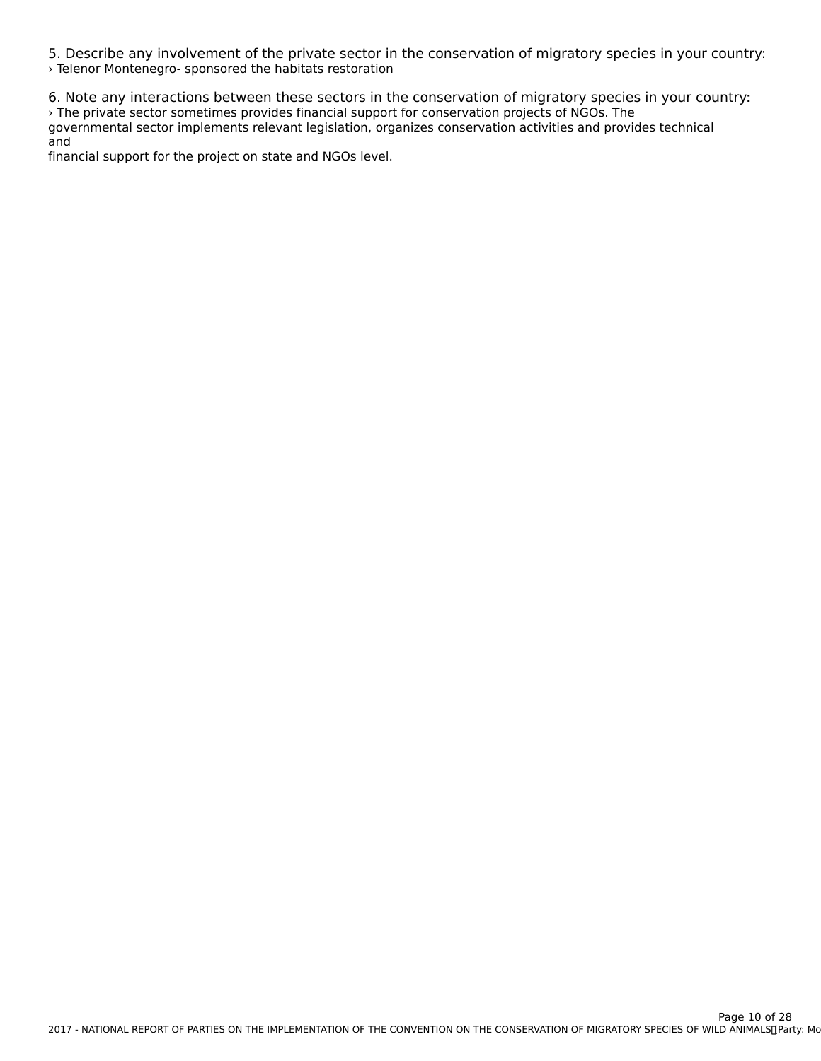5. Describe any involvement of the private sector in the conservation of migratory species in your country:

› Telenor Montenegro- sponsored the habitats restoration

6. Note any interactions between these sectors in the conservation of migratory species in your country:

› The private sector sometimes provides financial support for conservation projects of NGOs. The governmental sector implements relevant legislation, organizes conservation activities and provides technical and financial support for the project on state and NGOs level.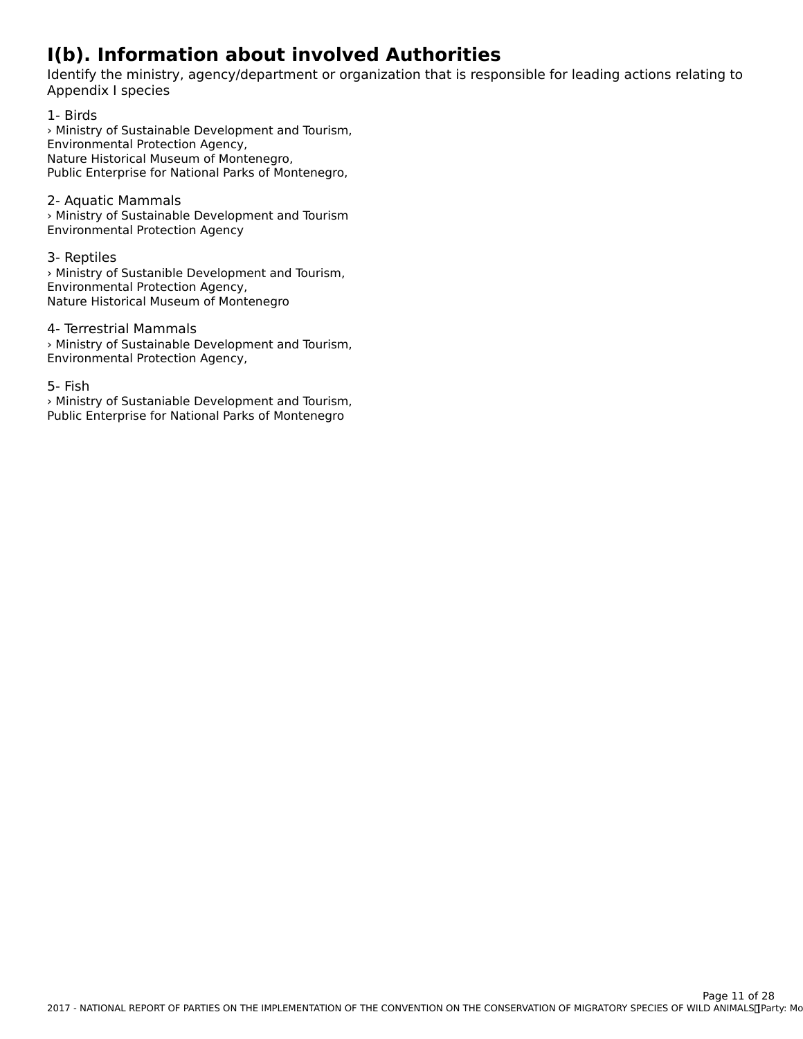# I(b). Information about involved Authorities

Identify the ministry, agency/department or organization that is responsible for leading actions relating to Appendix I species

1- Birds
› Ministry of Sustainable Development and Tourism,
Environmental Protection Agency,
Nature Historical Museum of Montenegro,
Public Enterprise for National Parks of Montenegro,

2- Aquatic Mammals
› Ministry of Sustainable Development and Tourism
Environmental Protection Agency

3- Reptiles
› Ministry of Sustanible Development and Tourism,
Environmental Protection Agency,
Nature Historical Museum of Montenegro

4- Terrestrial Mammals
› Ministry of Sustainable Development and Tourism,
Environmental Protection Agency,

5- Fish
› Ministry of Sustaniable Development and Tourism,
Public Enterprise for National Parks of Montenegro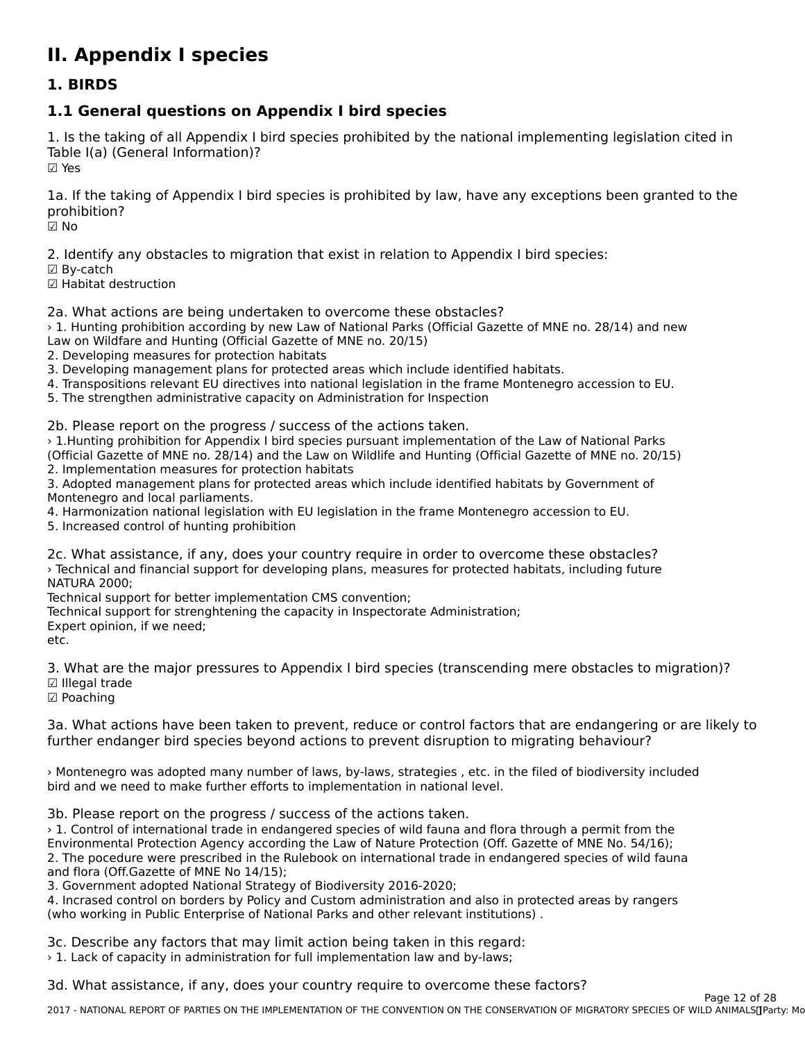# II. Appendix I species

## 1. BIRDS

### 1.1 General questions on Appendix I bird species

1. Is the taking of all Appendix I bird species prohibited by the national implementing legislation cited in Table I(a) (General Information)?
☑ Yes

1a. If the taking of Appendix I bird species is prohibited by law, have any exceptions been granted to the prohibition?
☑ No

2. Identify any obstacles to migration that exist in relation to Appendix I bird species:
☑ By-catch
☑ Habitat destruction

2a. What actions are being undertaken to overcome these obstacles?
› 1. Hunting prohibition according by new Law of National Parks (Official Gazette of MNE no. 28/14) and new Law on Wildfare and Hunting (Official Gazette of MNE no. 20/15)
2. Developing measures for protection habitats
3. Developing management plans for protected areas which include identified habitats.
4. Transpositions relevant EU directives into national legislation in the frame Montenegro accession to EU.
5. The strengthen administrative capacity on Administration for Inspection

2b. Please report on the progress / success of the actions taken.
› 1.Hunting prohibition for Appendix I bird species pursuant implementation of the Law of National Parks (Official Gazette of MNE no. 28/14) and the Law on Wildlife and Hunting (Official Gazette of MNE no. 20/15)
2. Implementation measures for protection habitats
3. Adopted management plans for protected areas which include identified habitats by Government of Montenegro and local parliaments.
4. Harmonization national legislation with EU legislation in the frame Montenegro accession to EU.
5. Increased control of hunting prohibition

2c. What assistance, if any, does your country require in order to overcome these obstacles?
› Technical and financial support for developing plans, measures for protected habitats, including future NATURA 2000;
Technical support for better implementation CMS convention;
Technical support for strenghtening the capacity in Inspectorate Administration;
Expert opinion, if we need;
etc.

3. What are the major pressures to Appendix I bird species (transcending mere obstacles to migration)?
☑ Illegal trade
☑ Poaching

3a. What actions have been taken to prevent, reduce or control factors that are endangering or are likely to further endanger bird species beyond actions to prevent disruption to migrating behaviour?

› Montenegro was adopted many number of laws, by-laws, strategies , etc. in the filed of biodiversity included bird and we need to make further efforts to implementation in national level.

3b. Please report on the progress / success of the actions taken.
› 1. Control of international trade in endangered species of wild fauna and flora through a permit from the Environmental Protection Agency according the Law of Nature Protection (Off. Gazette of MNE No. 54/16);
2. The pocedure were prescribed in the Rulebook on international trade in endangered species of wild fauna and flora (Off.Gazette of MNE No 14/15);
3. Government adopted National Strategy of Biodiversity 2016-2020;
4. Incrased control on borders by Policy and Custom administration and also in protected areas by rangers (who working in Public Enterprise of National Parks and other relevant institutions) .

3c. Describe any factors that may limit action being taken in this regard:
› 1. Lack of capacity in administration for full implementation law and by-laws;

3d. What assistance, if any, does your country require to overcome these factors?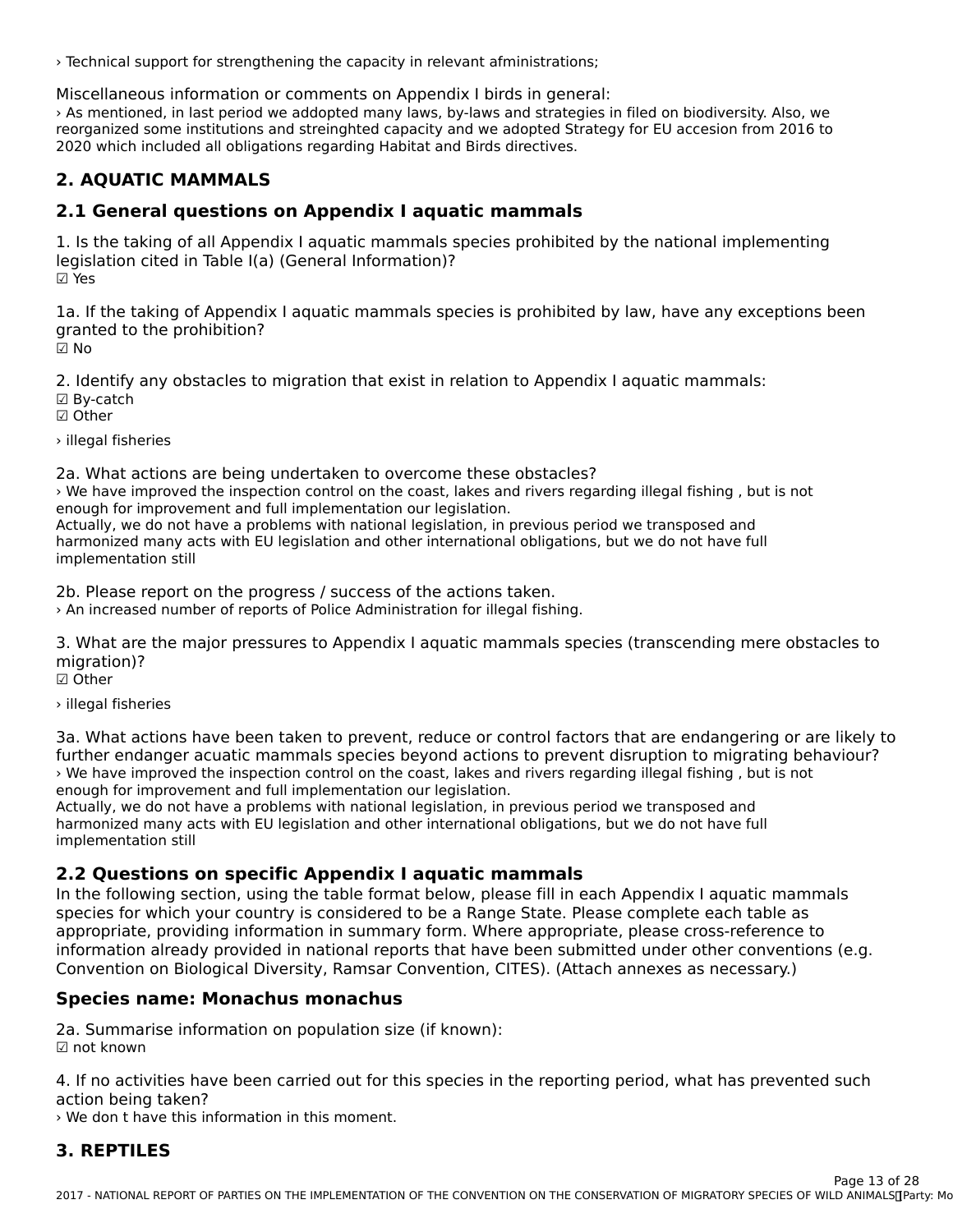› Technical support for strengthening the capacity in relevant afministrations;

Miscellaneous information or comments on Appendix I birds in general:
› As mentioned, in last period we addopted many laws, by-laws and strategies in filed on biodiversity. Also, we reorganized some institutions and streinghted capacity and we adopted Strategy for EU accesion from 2016 to 2020 which included all obligations regarding Habitat and Birds directives.

## 2. AQUATIC MAMMALS

## 2.1 General questions on Appendix I aquatic mammals

1. Is the taking of all Appendix I aquatic mammals species prohibited by the national implementing legislation cited in Table I(a) (General Information)?
☑ Yes

1a. If the taking of Appendix I aquatic mammals species is prohibited by law, have any exceptions been granted to the prohibition?
☑ No

2. Identify any obstacles to migration that exist in relation to Appendix I aquatic mammals:
☑ By-catch
☑ Other

› illegal fisheries

2a. What actions are being undertaken to overcome these obstacles?
› We have improved the inspection control on the coast, lakes and rivers regarding illegal fishing , but is not enough for improvement and full implementation our legislation.
Actually, we do not have a problems with national legislation, in previous period we transposed and harmonized many acts with EU legislation and other international obligations, but we do not have full implementation still

2b. Please report on the progress / success of the actions taken.
› An increased number of reports of Police Administration for illegal fishing.

3. What are the major pressures to Appendix I aquatic mammals species (transcending mere obstacles to migration)?
☑ Other

› illegal fisheries

3a. What actions have been taken to prevent, reduce or control factors that are endangering or are likely to further endanger acuatic mammals species beyond actions to prevent disruption to migrating behaviour?
› We have improved the inspection control on the coast, lakes and rivers regarding illegal fishing , but is not enough for improvement and full implementation our legislation.
Actually, we do not have a problems with national legislation, in previous period we transposed and harmonized many acts with EU legislation and other international obligations, but we do not have full implementation still

## 2.2 Questions on specific Appendix I aquatic mammals

In the following section, using the table format below, please fill in each Appendix I aquatic mammals species for which your country is considered to be a Range State. Please complete each table as appropriate, providing information in summary form. Where appropriate, please cross-reference to information already provided in national reports that have been submitted under other conventions (e.g. Convention on Biological Diversity, Ramsar Convention, CITES). (Attach annexes as necessary.)

### Species name: Monachus monachus

2a. Summarise information on population size (if known):
☑ not known

4. If no activities have been carried out for this species in the reporting period, what has prevented such action being taken?
› We don t have this information in this moment.

## 3. REPTILES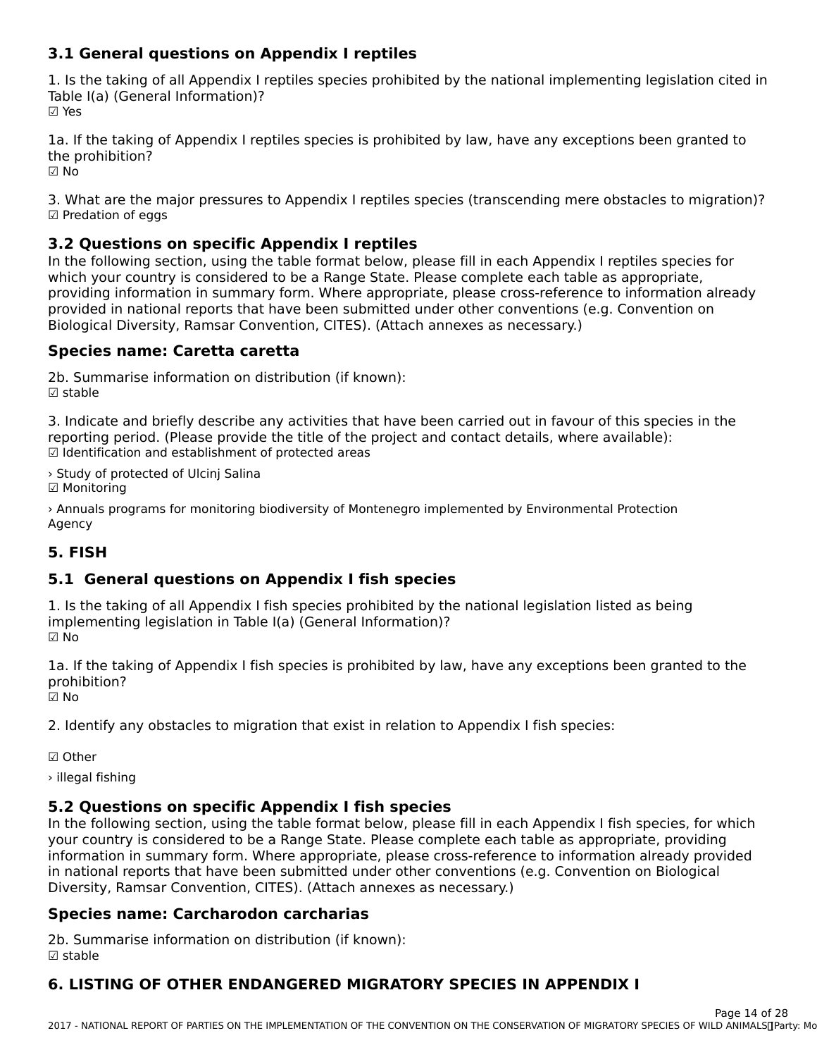### 3.1 General questions on Appendix I reptiles

1. Is the taking of all Appendix I reptiles species prohibited by the national implementing legislation cited in Table I(a) (General Information)?
☑ Yes

1a. If the taking of Appendix I reptiles species is prohibited by law, have any exceptions been granted to the prohibition?
☑ No

3. What are the major pressures to Appendix I reptiles species (transcending mere obstacles to migration)?
☑ Predation of eggs

### 3.2 Questions on specific Appendix I reptiles

In the following section, using the table format below, please fill in each Appendix I reptiles species for which your country is considered to be a Range State. Please complete each table as appropriate, providing information in summary form. Where appropriate, please cross-reference to information already provided in national reports that have been submitted under other conventions (e.g. Convention on Biological Diversity, Ramsar Convention, CITES). (Attach annexes as necessary.)

### Species name: Caretta caretta

2b. Summarise information on distribution (if known):
☑ stable

3. Indicate and briefly describe any activities that have been carried out in favour of this species in the reporting period. (Please provide the title of the project and contact details, where available):
☑ Identification and establishment of protected areas

› Study of protected of Ulcinj Salina
☑ Monitoring

› Annuals programs for monitoring biodiversity of Montenegro implemented by Environmental Protection Agency

## 5. FISH

### 5.1 General questions on Appendix I fish species

1. Is the taking of all Appendix I fish species prohibited by the national legislation listed as being implementing legislation in Table I(a) (General Information)?
☑ No

1a. If the taking of Appendix I fish species is prohibited by law, have any exceptions been granted to the prohibition?
☑ No

2. Identify any obstacles to migration that exist in relation to Appendix I fish species:

☑ Other

› illegal fishing

### 5.2 Questions on specific Appendix I fish species

In the following section, using the table format below, please fill in each Appendix I fish species, for which your country is considered to be a Range State. Please complete each table as appropriate, providing information in summary form. Where appropriate, please cross-reference to information already provided in national reports that have been submitted under other conventions (e.g. Convention on Biological Diversity, Ramsar Convention, CITES). (Attach annexes as necessary.)

### Species name: Carcharodon carcharias

2b. Summarise information on distribution (if known):
☑ stable

## 6. LISTING OF OTHER ENDANGERED MIGRATORY SPECIES IN APPENDIX I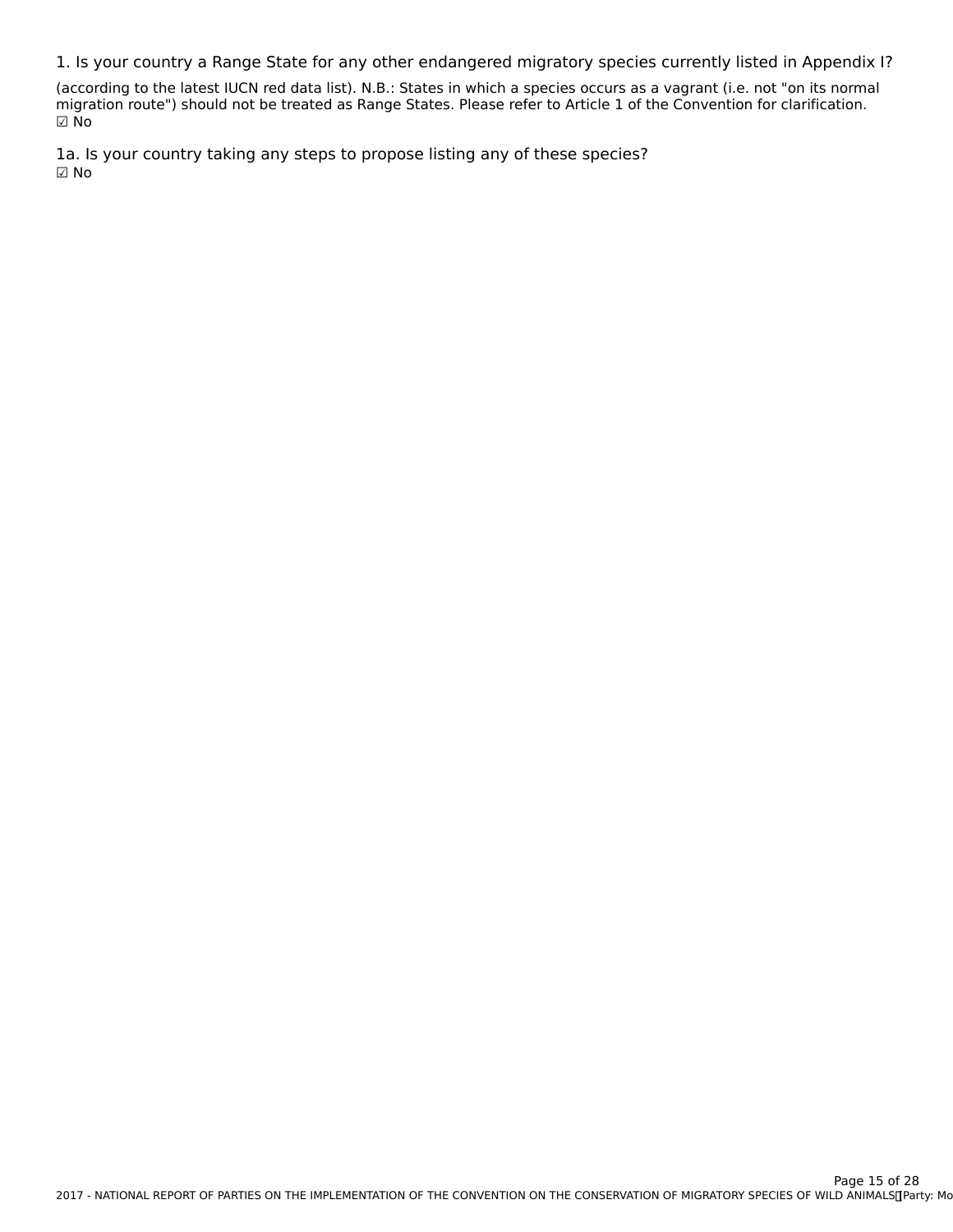1. Is your country a Range State for any other endangered migratory species currently listed in Appendix I?

(according to the latest IUCN red data list). N.B.: States in which a species occurs as a vagrant (i.e. not "on its normal migration route") should not be treated as Range States. Please refer to Article 1 of the Convention for clarification.
☑ No

1a. Is your country taking any steps to propose listing any of these species?
☑ No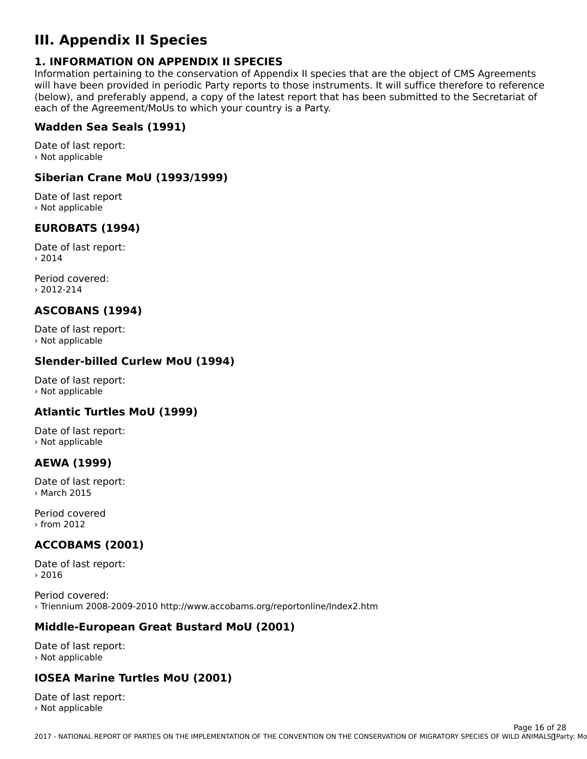# III. Appendix II Species

## 1. INFORMATION ON APPENDIX II SPECIES

Information pertaining to the conservation of Appendix II species that are the object of CMS Agreements will have been provided in periodic Party reports to those instruments. It will suffice therefore to reference (below), and preferably append, a copy of the latest report that has been submitted to the Secretariat of each of the Agreement/MoUs to which your country is a Party.

### Wadden Sea Seals (1991)

Date of last report:
› Not applicable

### Siberian Crane MoU (1993/1999)

Date of last report
› Not applicable

### EUROBATS (1994)

Date of last report:
› 2014

Period covered:
› 2012-214

### ASCOBANS (1994)

Date of last report:
› Not applicable

### Slender-billed Curlew MoU (1994)

Date of last report:
› Not applicable

### Atlantic Turtles MoU (1999)

Date of last report:
› Not applicable

### AEWA (1999)

Date of last report:
› March 2015

Period covered
› from 2012

### ACCOBAMS (2001)

Date of last report:
› 2016

Period covered:
› Triennium 2008-2009-2010 http://www.accobams.org/reportonline/Index2.htm

### Middle-European Great Bustard MoU (2001)

Date of last report:
› Not applicable

### IOSEA Marine Turtles MoU (2001)

Date of last report:
› Not applicable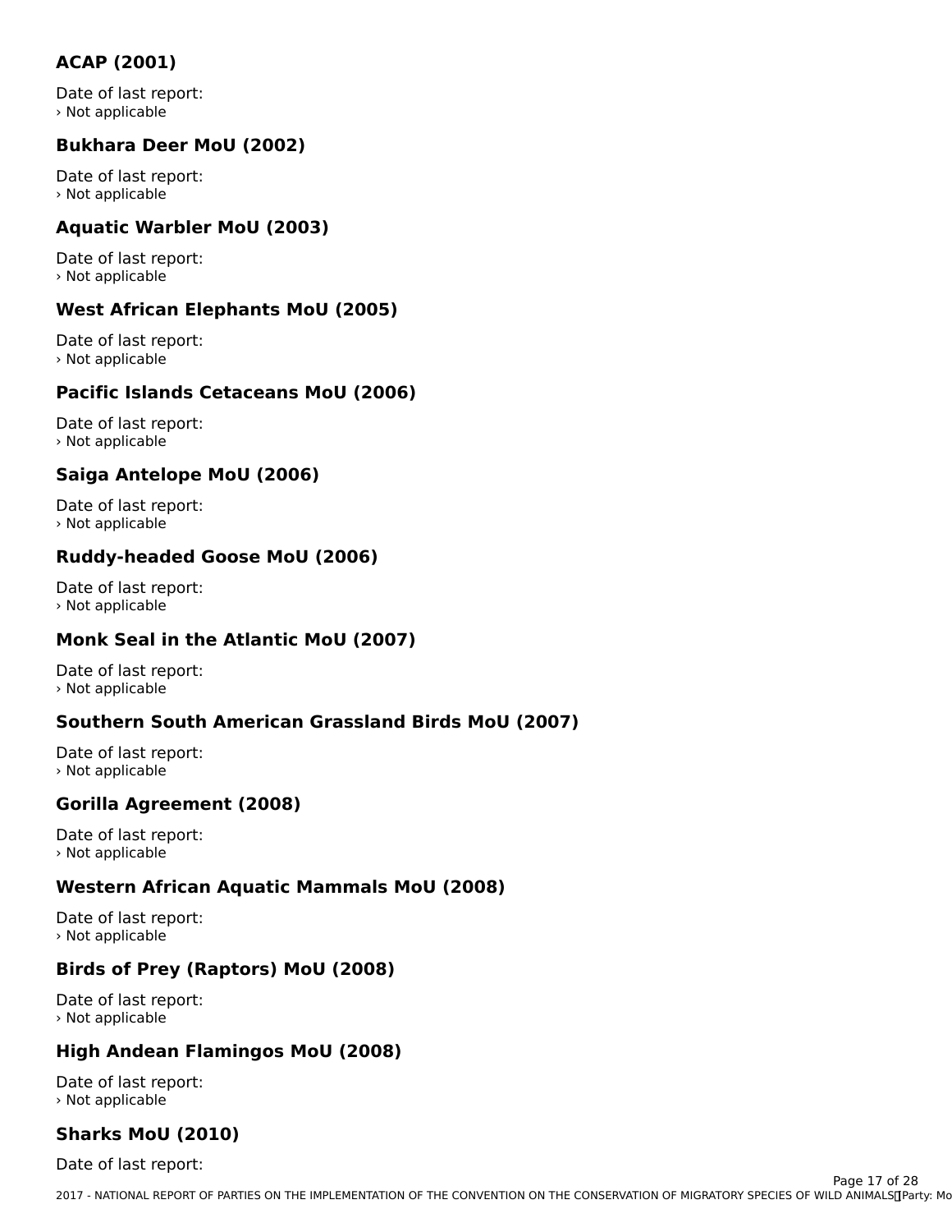### ACAP (2001)

Date of last report:
› Not applicable

### Bukhara Deer MoU (2002)

Date of last report:
› Not applicable

### Aquatic Warbler MoU (2003)

Date of last report:
› Not applicable

### West African Elephants MoU (2005)

Date of last report:
› Not applicable

### Pacific Islands Cetaceans MoU (2006)

Date of last report:
› Not applicable

### Saiga Antelope MoU (2006)

Date of last report:
› Not applicable

### Ruddy-headed Goose MoU (2006)

Date of last report:
› Not applicable

### Monk Seal in the Atlantic MoU (2007)

Date of last report:
› Not applicable

### Southern South American Grassland Birds MoU (2007)

Date of last report:
› Not applicable

### Gorilla Agreement (2008)

Date of last report:
› Not applicable

### Western African Aquatic Mammals MoU (2008)

Date of last report:
› Not applicable

### Birds of Prey (Raptors) MoU (2008)

Date of last report:
› Not applicable

### High Andean Flamingos MoU (2008)

Date of last report:
› Not applicable

### Sharks MoU (2010)

Date of last report: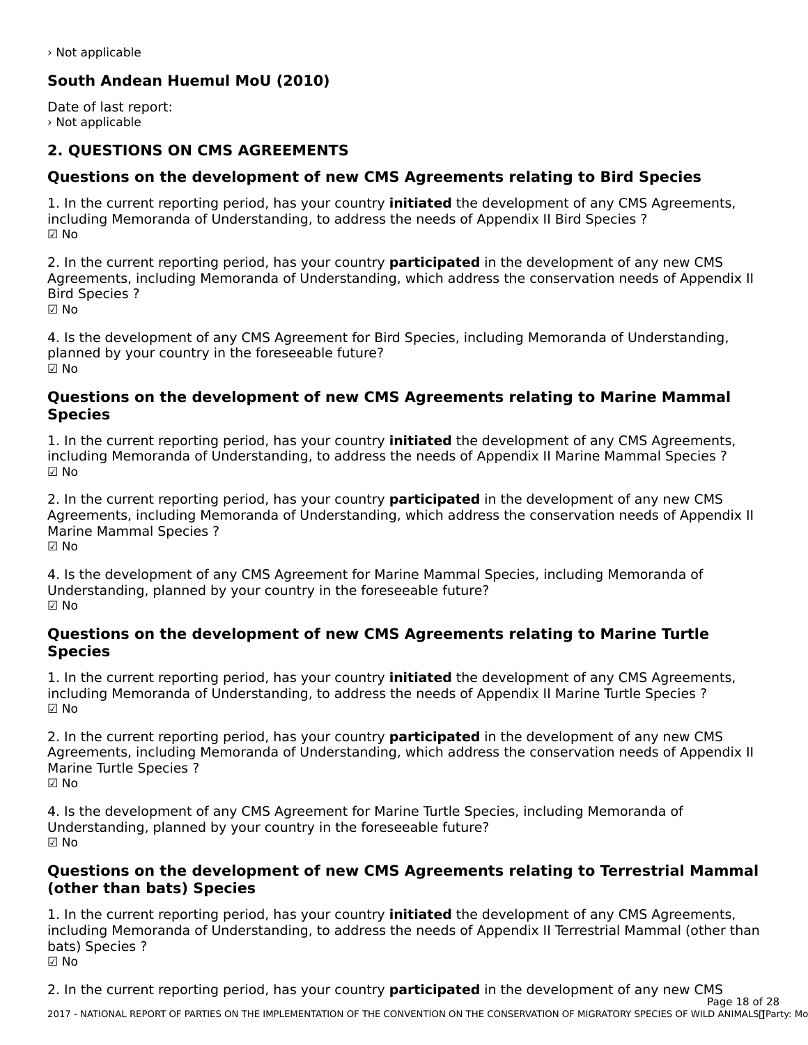› Not applicable

### South Andean Huemul MoU (2010)

Date of last report:
› Not applicable

## 2. QUESTIONS ON CMS AGREEMENTS

### Questions on the development of new CMS Agreements relating to Bird Species

1. In the current reporting period, has your country **initiated** the development of any CMS Agreements, including Memoranda of Understanding, to address the needs of Appendix II Bird Species ?
☑ No

2. In the current reporting period, has your country **participated** in the development of any new CMS Agreements, including Memoranda of Understanding, which address the conservation needs of Appendix II Bird Species ?
☑ No

4. Is the development of any CMS Agreement for Bird Species, including Memoranda of Understanding, planned by your country in the foreseeable future?
☑ No

### Questions on the development of new CMS Agreements relating to Marine Mammal Species

1. In the current reporting period, has your country **initiated** the development of any CMS Agreements, including Memoranda of Understanding, to address the needs of Appendix II Marine Mammal Species ?
☑ No

2. In the current reporting period, has your country **participated** in the development of any new CMS Agreements, including Memoranda of Understanding, which address the conservation needs of Appendix II Marine Mammal Species ?
☑ No

4. Is the development of any CMS Agreement for Marine Mammal Species, including Memoranda of Understanding, planned by your country in the foreseeable future?
☑ No

### Questions on the development of new CMS Agreements relating to Marine Turtle Species

1. In the current reporting period, has your country **initiated** the development of any CMS Agreements, including Memoranda of Understanding, to address the needs of Appendix II Marine Turtle Species ?
☑ No

2. In the current reporting period, has your country **participated** in the development of any new CMS Agreements, including Memoranda of Understanding, which address the conservation needs of Appendix II Marine Turtle Species ?
☑ No

4. Is the development of any CMS Agreement for Marine Turtle Species, including Memoranda of Understanding, planned by your country in the foreseeable future?
☑ No

### Questions on the development of new CMS Agreements relating to Terrestrial Mammal (other than bats) Species

1. In the current reporting period, has your country **initiated** the development of any CMS Agreements, including Memoranda of Understanding, to address the needs of Appendix II Terrestrial Mammal (other than bats) Species ?
☑ No

2. In the current reporting period, has your country **participated** in the development of any new CMS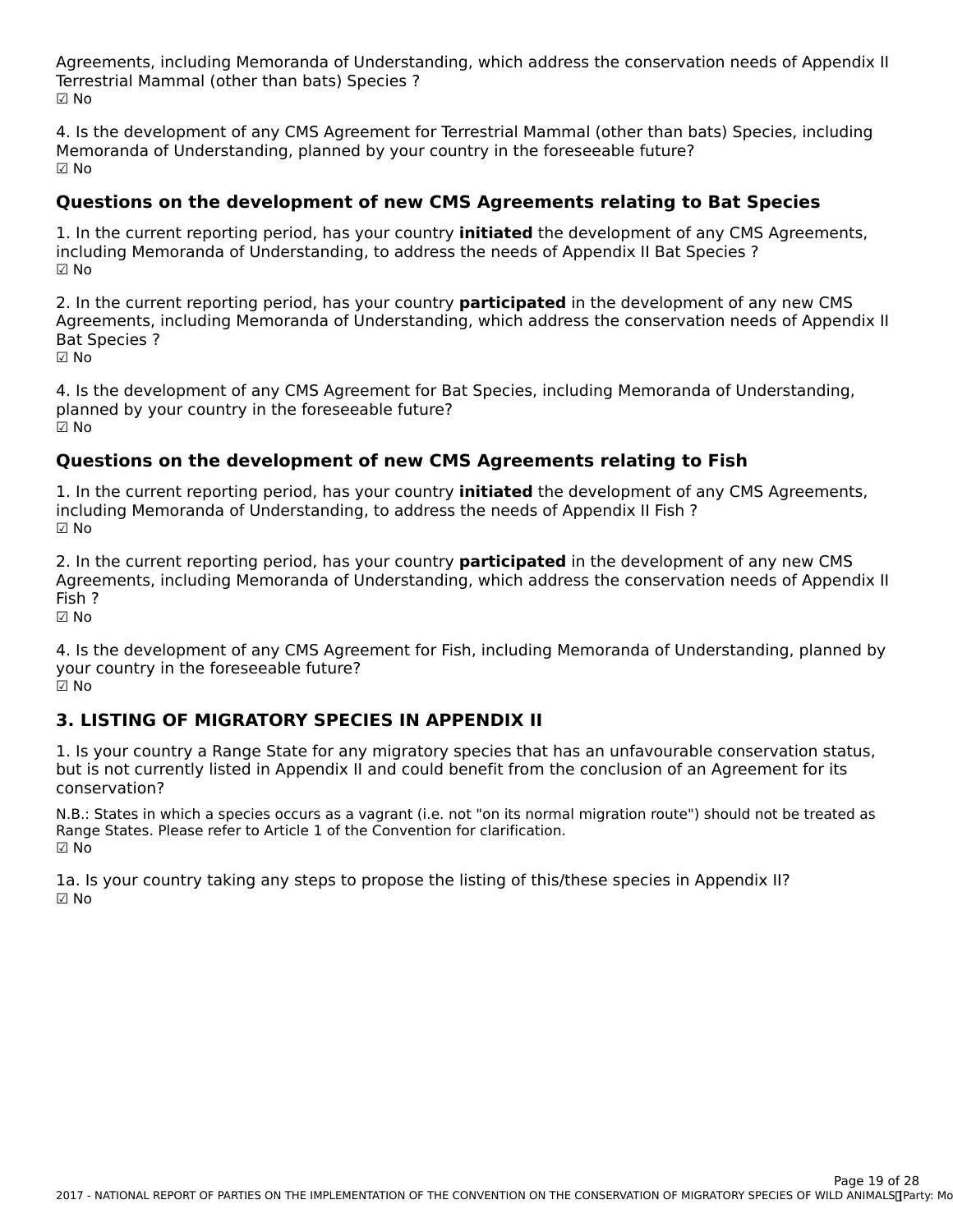Agreements, including Memoranda of Understanding, which address the conservation needs of Appendix II Terrestrial Mammal (other than bats) Species ?
☑ No

4. Is the development of any CMS Agreement for Terrestrial Mammal (other than bats) Species, including Memoranda of Understanding, planned by your country in the foreseeable future?
☑ No

### Questions on the development of new CMS Agreements relating to Bat Species

1. In the current reporting period, has your country **initiated** the development of any CMS Agreements, including Memoranda of Understanding, to address the needs of Appendix II Bat Species ?
☑ No

2. In the current reporting period, has your country **participated** in the development of any new CMS Agreements, including Memoranda of Understanding, which address the conservation needs of Appendix II Bat Species ?
☑ No

4. Is the development of any CMS Agreement for Bat Species, including Memoranda of Understanding, planned by your country in the foreseeable future?
☑ No

### Questions on the development of new CMS Agreements relating to Fish

1. In the current reporting period, has your country **initiated** the development of any CMS Agreements, including Memoranda of Understanding, to address the needs of Appendix II Fish ?
☑ No

2. In the current reporting period, has your country **participated** in the development of any new CMS Agreements, including Memoranda of Understanding, which address the conservation needs of Appendix II Fish ?
☑ No

4. Is the development of any CMS Agreement for Fish, including Memoranda of Understanding, planned by your country in the foreseeable future?
☑ No

## 3. LISTING OF MIGRATORY SPECIES IN APPENDIX II

1. Is your country a Range State for any migratory species that has an unfavourable conservation status, but is not currently listed in Appendix II and could benefit from the conclusion of an Agreement for its conservation?

N.B.: States in which a species occurs as a vagrant (i.e. not "on its normal migration route") should not be treated as Range States. Please refer to Article 1 of the Convention for clarification.
☑ No

1a. Is your country taking any steps to propose the listing of this/these species in Appendix II?
☑ No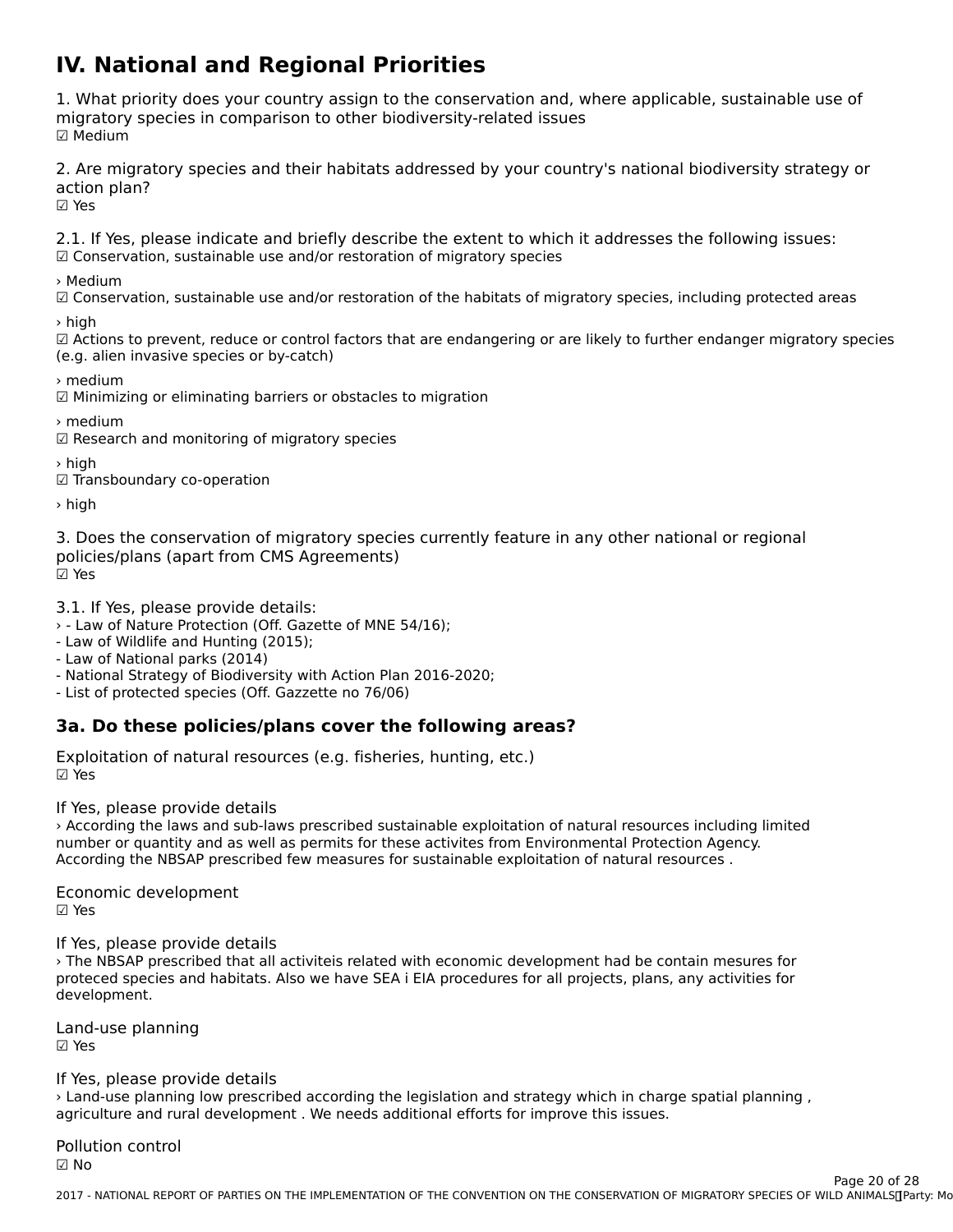# IV. National and Regional Priorities

1. What priority does your country assign to the conservation and, where applicable, sustainable use of migratory species in comparison to other biodiversity-related issues
☑ Medium

2. Are migratory species and their habitats addressed by your country's national biodiversity strategy or action plan?
☑ Yes

2.1. If Yes, please indicate and briefly describe the extent to which it addresses the following issues:
☑ Conservation, sustainable use and/or restoration of migratory species

› Medium
☑ Conservation, sustainable use and/or restoration of the habitats of migratory species, including protected areas

› high
☑ Actions to prevent, reduce or control factors that are endangering or are likely to further endanger migratory species (e.g. alien invasive species or by-catch)

› medium
☑ Minimizing or eliminating barriers or obstacles to migration

› medium
☑ Research and monitoring of migratory species

› high
☑ Transboundary co-operation

› high

3. Does the conservation of migratory species currently feature in any other national or regional policies/plans (apart from CMS Agreements)
☑ Yes

3.1. If Yes, please provide details:
› - Law of Nature Protection (Off. Gazette of MNE 54/16);
- Law of Wildlife and Hunting (2015);
- Law of National parks (2014)
- National Strategy of Biodiversity with Action Plan 2016-2020;
- List of protected species (Off. Gazzette no 76/06)

### 3a. Do these policies/plans cover the following areas?

Exploitation of natural resources (e.g. fisheries, hunting, etc.)
☑ Yes

If Yes, please provide details
› According the laws and sub-laws prescribed sustainable exploitation of natural resources including limited number or quantity and as well as permits for these activites from Environmental Protection Agency. According the NBSAP prescribed few measures for sustainable exploitation of natural resources .

Economic development
☑ Yes

If Yes, please provide details
› The NBSAP prescribed that all activiteis related with economic development had be contain mesures for proteced species and habitats. Also we have SEA i EIA procedures for all projects, plans, any activities for development.

Land-use planning
☑ Yes

If Yes, please provide details
› Land-use planning low prescribed according the legislation and strategy which in charge spatial planning , agriculture and rural development . We needs additional efforts for improve this issues.

Pollution control
☑ No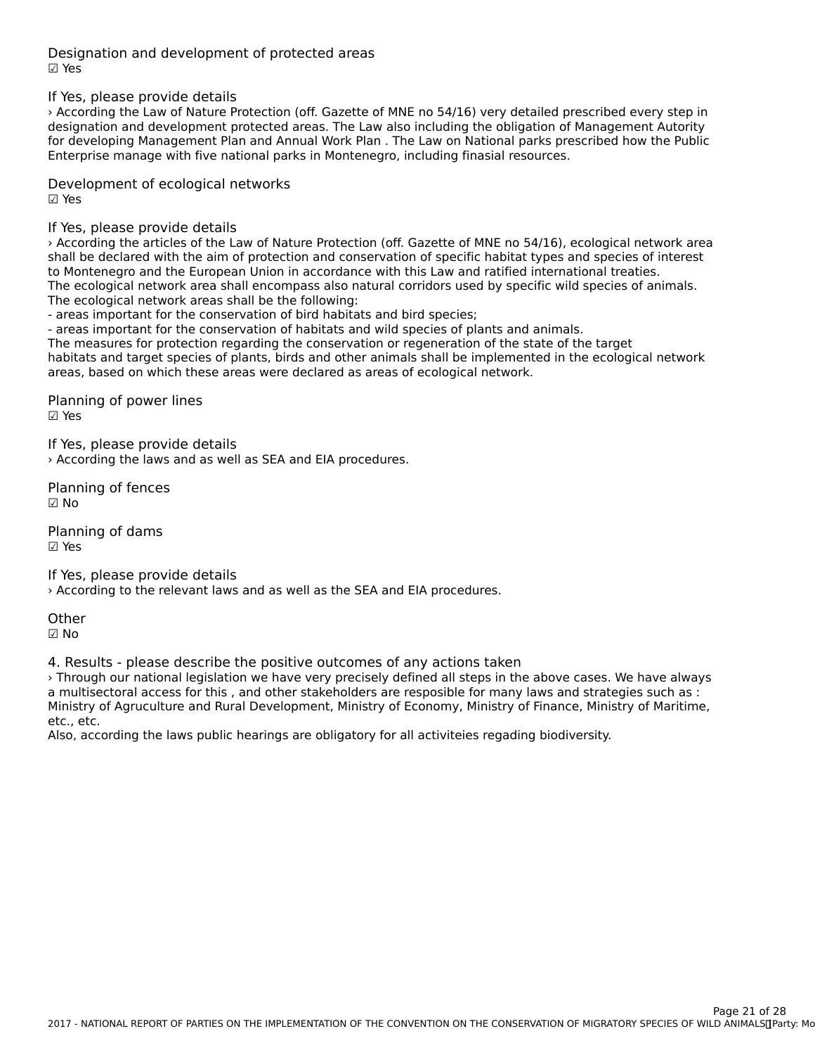Designation and development of protected areas
☑ Yes

If Yes, please provide details
› According the Law of Nature Protection (off. Gazette of MNE no 54/16) very detailed prescribed every step in designation and development protected areas. The Law also including the obligation of Management Autority for developing Management Plan and Annual Work Plan . The Law on National parks prescribed how the Public Enterprise manage with five national parks in Montenegro, including finasial resources.

Development of ecological networks
☑ Yes

If Yes, please provide details
› According the articles of the Law of Nature Protection (off. Gazette of MNE no 54/16), ecological network area shall be declared with the aim of protection and conservation of specific habitat types and species of interest to Montenegro and the European Union in accordance with this Law and ratified international treaties.
The ecological network area shall encompass also natural corridors used by specific wild species of animals.
The ecological network areas shall be the following:
- areas important for the conservation of bird habitats and bird species;
- areas important for the conservation of habitats and wild species of plants and animals.
The measures for protection regarding the conservation or regeneration of the state of the target habitats and target species of plants, birds and other animals shall be implemented in the ecological network areas, based on which these areas were declared as areas of ecological network.

Planning of power lines
☑ Yes

If Yes, please provide details
› According the laws and as well as SEA and EIA procedures.

Planning of fences
☑ No

Planning of dams
☑ Yes

If Yes, please provide details
› According to the relevant laws and as well as the SEA and EIA procedures.

Other
☑ No

4. Results - please describe the positive outcomes of any actions taken
› Through our national legislation we have very precisely defined all steps in the above cases. We have always a multisectoral access for this , and other stakeholders are resposible for many laws and strategies such as : Ministry of Agruculture and Rural Development, Ministry of Economy, Ministry of Finance, Ministry of Maritime, etc., etc.
Also, according the laws public hearings are obligatory for all activiteies regading biodiversity.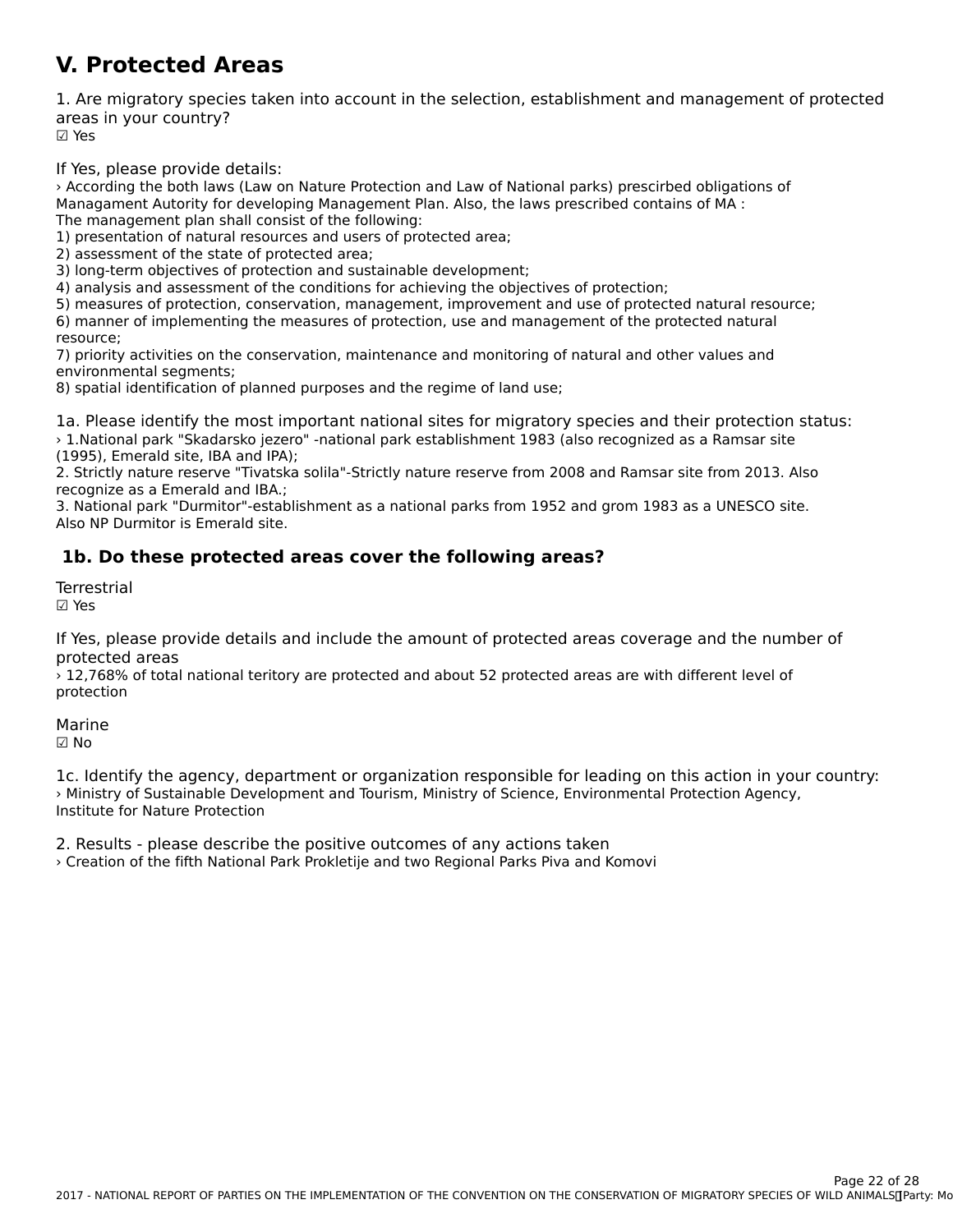# V. Protected Areas

1. Are migratory species taken into account in the selection, establishment and management of protected areas in your country?

☑ Yes

If Yes, please provide details:

› According the both laws (Law on Nature Protection and Law of National parks) prescirbed obligations of Managament Autority for developing Management Plan. Also, the laws prescribed contains of MA :
The management plan shall consist of the following:
1) presentation of natural resources and users of protected area;
2) assessment of the state of protected area;
3) long-term objectives of protection and sustainable development;
4) analysis and assessment of the conditions for achieving the objectives of protection;
5) measures of protection, conservation, management, improvement and use of protected natural resource;
6) manner of implementing the measures of protection, use and management of the protected natural resource;
7) priority activities on the conservation, maintenance and monitoring of natural and other values and environmental segments;
8) spatial identification of planned purposes and the regime of land use;

1a. Please identify the most important national sites for migratory species and their protection status:

› 1.National park "Skadarsko jezero" -national park establishment 1983 (also recognized as a Ramsar site (1995), Emerald site, IBA and IPA);
2. Strictly nature reserve "Tivatska solila"-Strictly nature reserve from 2008 and Ramsar site from 2013. Also recognize as a Emerald and IBA.;
3. National park "Durmitor"-establishment as a national parks from 1952 and grom 1983 as a UNESCO site. Also NP Durmitor is Emerald site.

## 1b. Do these protected areas cover the following areas?

Terrestrial

☑ Yes

If Yes, please provide details and include the amount of protected areas coverage and the number of protected areas

› 12,768% of total national teritory are protected and about 52 protected areas are with different level of protection

Marine

☑ No

1c. Identify the agency, department or organization responsible for leading on this action in your country:

› Ministry of Sustainable Development and Tourism, Ministry of Science, Environmental Protection Agency, Institute for Nature Protection

2. Results - please describe the positive outcomes of any actions taken

› Creation of the fifth National Park Prokletije and two Regional Parks Piva and Komovi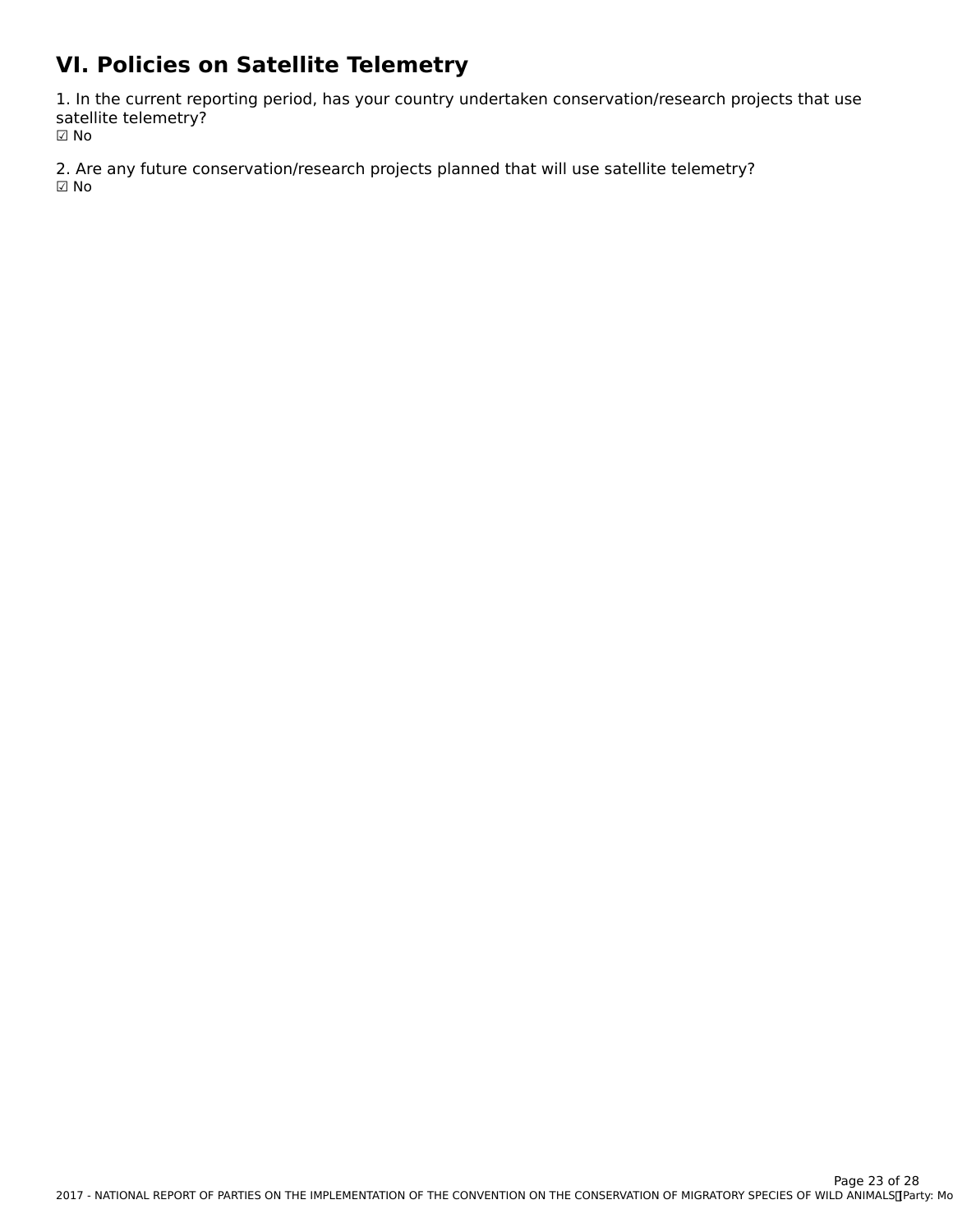# VI. Policies on Satellite Telemetry

1. In the current reporting period, has your country undertaken conservation/research projects that use satellite telemetry?
☑ No

2. Are any future conservation/research projects planned that will use satellite telemetry?
☑ No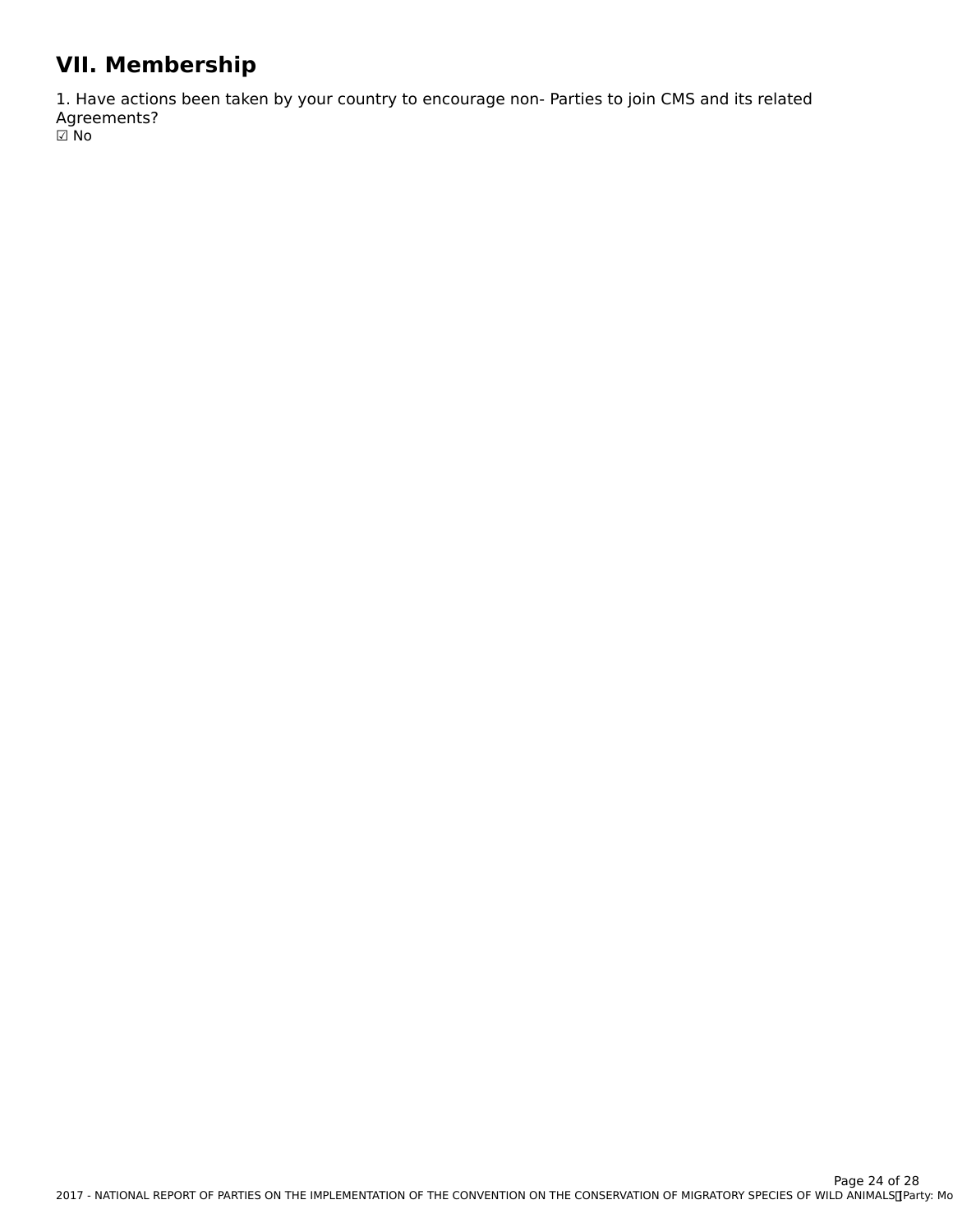# VII. Membership

1. Have actions been taken by your country to encourage non- Parties to join CMS and its related Agreements?

☑ No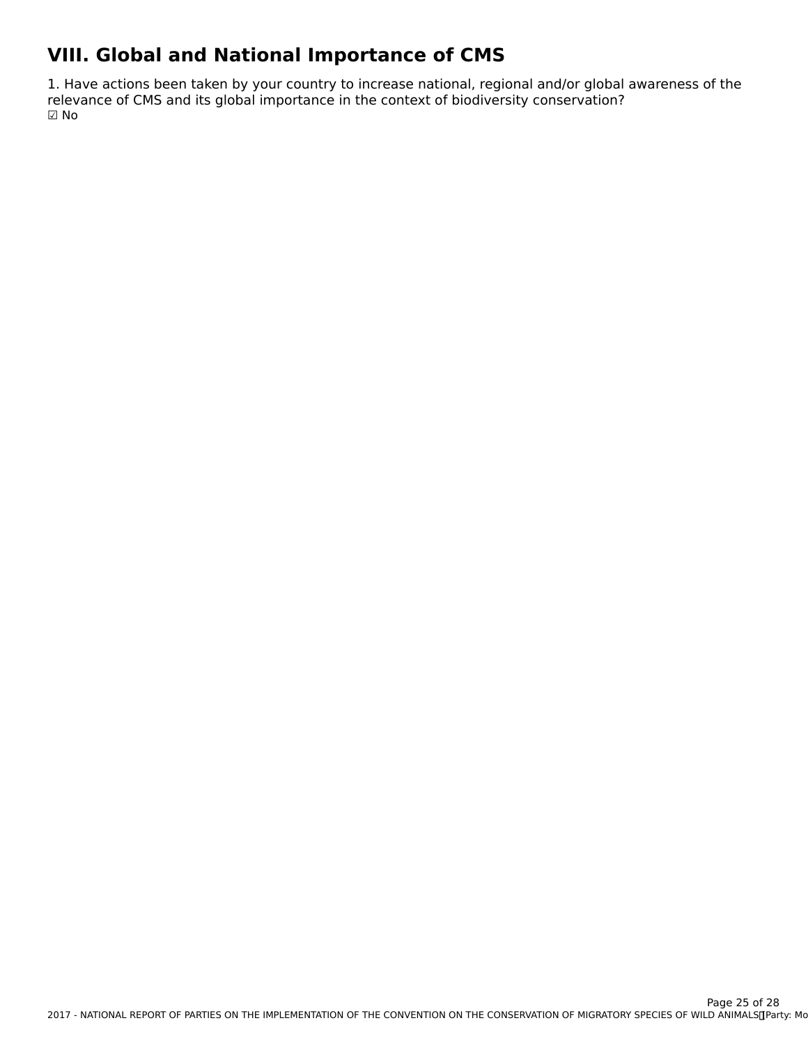# VIII. Global and National Importance of CMS

1. Have actions been taken by your country to increase national, regional and/or global awareness of the relevance of CMS and its global importance in the context of biodiversity conservation?
☑ No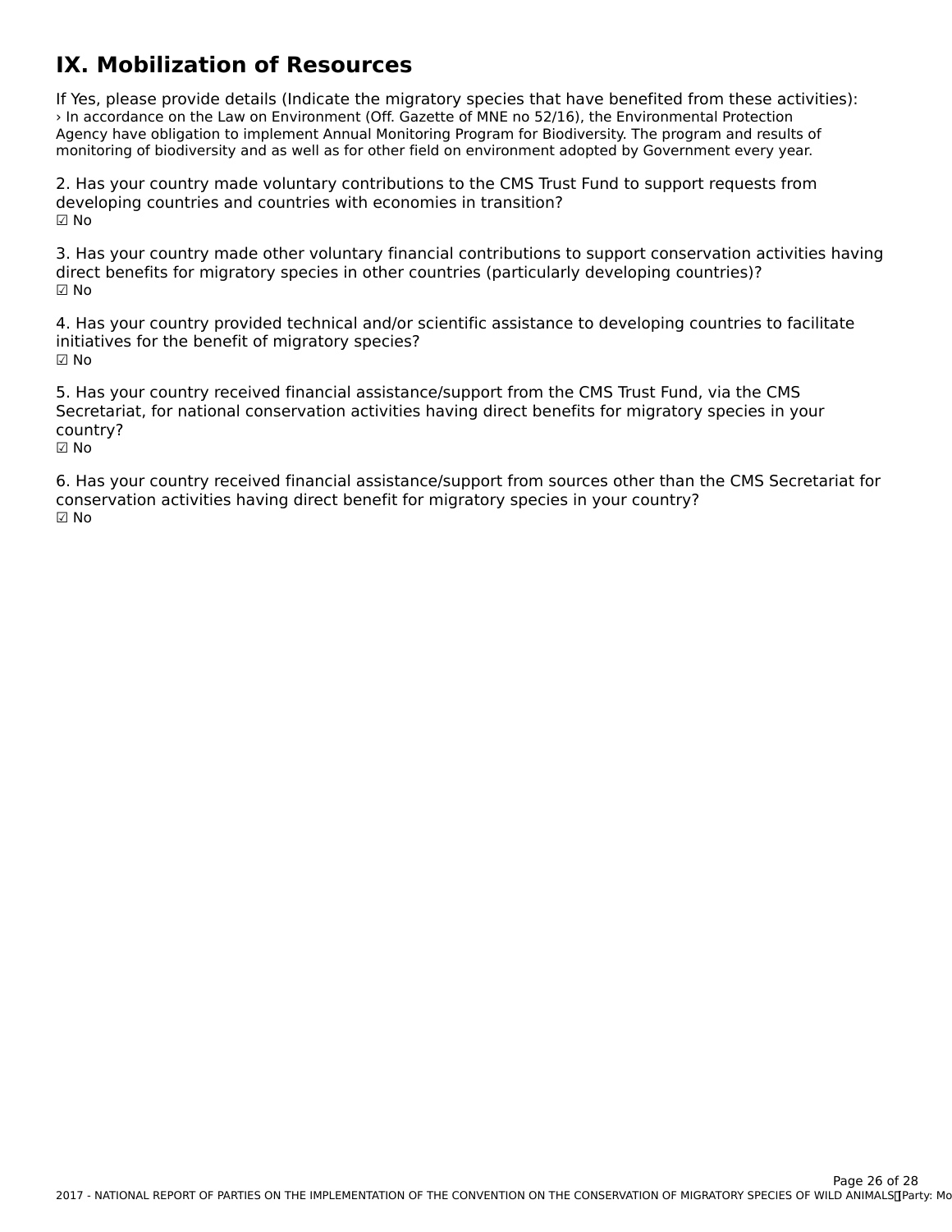# IX. Mobilization of Resources

If Yes, please provide details (Indicate the migratory species that have benefited from these activities):
› In accordance on the Law on Environment (Off. Gazette of MNE no 52/16), the Environmental Protection Agency have obligation to implement Annual Monitoring Program for Biodiversity. The program and results of monitoring of biodiversity and as well as for other field on environment adopted by Government every year.

2. Has your country made voluntary contributions to the CMS Trust Fund to support requests from developing countries and countries with economies in transition?
☑ No

3. Has your country made other voluntary financial contributions to support conservation activities having direct benefits for migratory species in other countries (particularly developing countries)?
☑ No

4. Has your country provided technical and/or scientific assistance to developing countries to facilitate initiatives for the benefit of migratory species?
☑ No

5. Has your country received financial assistance/support from the CMS Trust Fund, via the CMS Secretariat, for national conservation activities having direct benefits for migratory species in your country?
☑ No

6. Has your country received financial assistance/support from sources other than the CMS Secretariat for conservation activities having direct benefit for migratory species in your country?
☑ No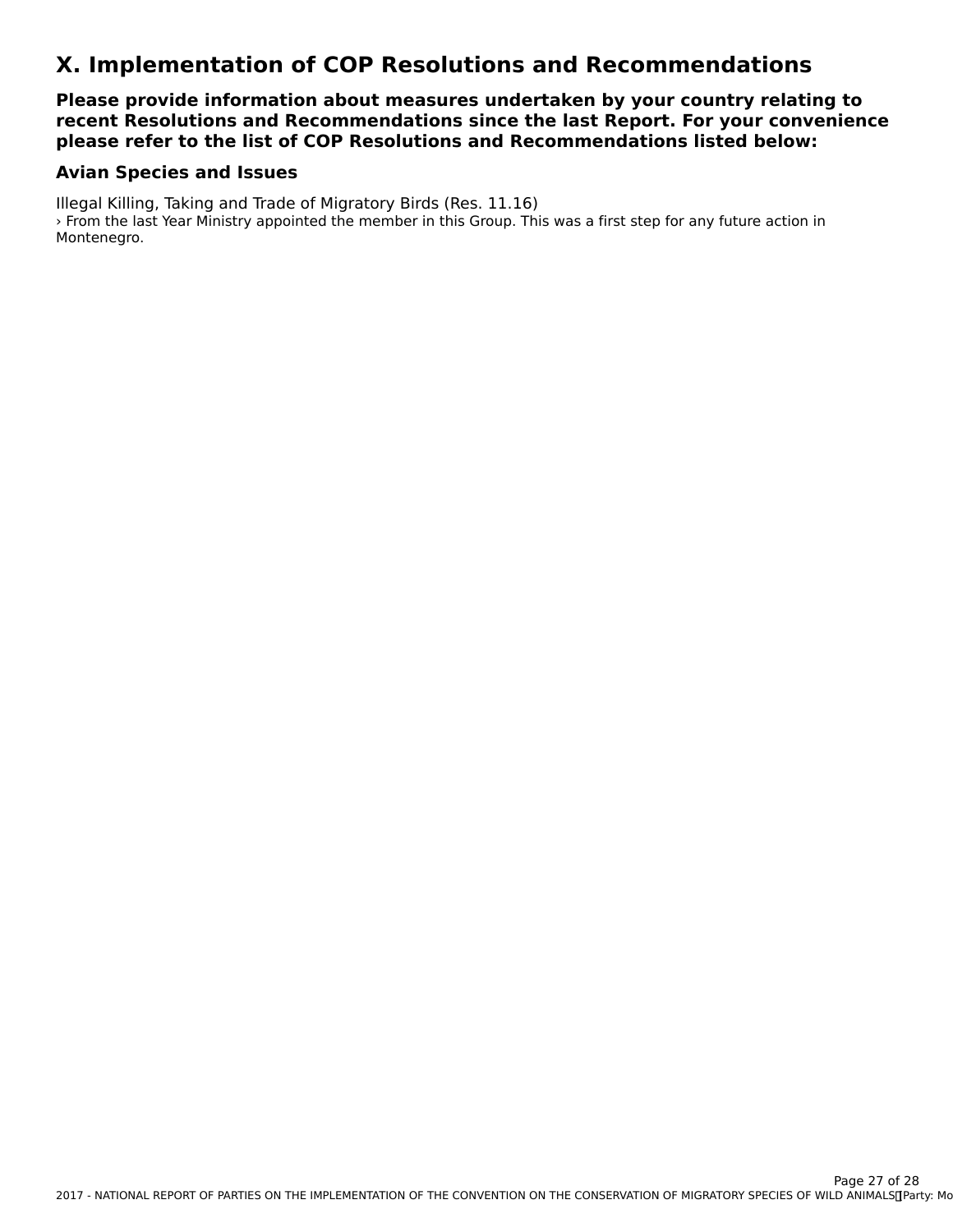# X. Implementation of COP Resolutions and Recommendations

## Please provide information about measures undertaken by your country relating to recent Resolutions and Recommendations since the last Report. For your convenience please refer to the list of COP Resolutions and Recommendations listed below:

### Avian Species and Issues

Illegal Killing, Taking and Trade of Migratory Birds (Res. 11.16)

› From the last Year Ministry appointed the member in this Group. This was a first step for any future action in Montenegro.